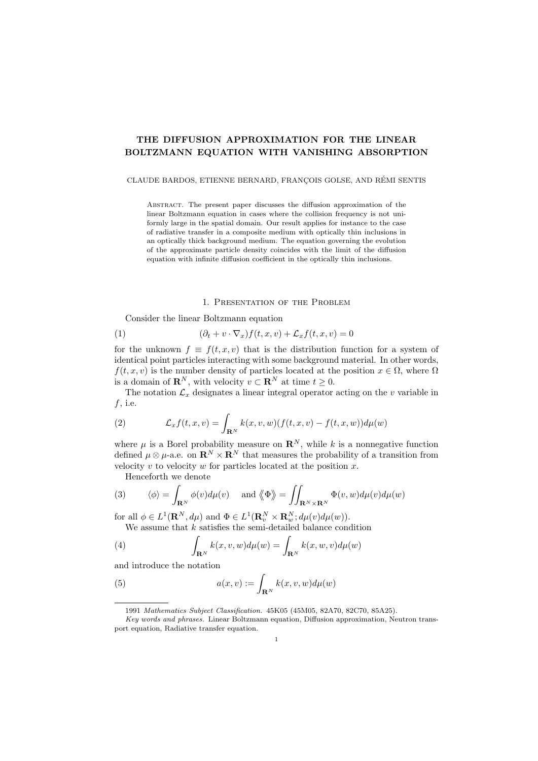# THE DIFFUSION APPROXIMATION FOR THE LINEAR BOLTZMANN EQUATION WITH VANISHING ABSORPTION

CLAUDE BARDOS, ETIENNE BERNARD, FRANÇOIS GOLSE, AND RÉMI SENTIS

Abstract. The present paper discusses the diffusion approximation of the linear Boltzmann equation in cases where the collision frequency is not uniformly large in the spatial domain. Our result applies for instance to the case of radiative transfer in a composite medium with optically thin inclusions in an optically thick background medium. The equation governing the evolution of the approximate particle density coincides with the limit of the diffusion equation with infinite diffusion coefficient in the optically thin inclusions.

## 1. Presentation of the Problem

Consider the linear Boltzmann equation

$$(\partial_t + v \cdot \nabla_x) f(t,x,v) + \mathcal{L}_x f(t,x,v) = 0 \tag{1}$$

for the unknown $f \equiv f(t,x,v)$ that is the distribution function for a system of identical point particles interacting with some background material. In other words, $f(t,x,v)$ is the number density of particles located at the position $x \in \Omega$, where $\Omega$ is a domain of $\mathbf{R}^N$, with velocity $v \subset \mathbf{R}^N$ at time $t \geq 0$.

The notation $\mathcal{L}_x$ designates a linear integral operator acting on the $v$ variable in $f$, i.e.

$$\mathcal{L}_x f(t,x,v) = \int_{\mathbf{R}^N} k(x,v,w)(f(t,x,v) - f(t,x,w)) d\mu(w) \tag{2}$$

where $\mu$ is a Borel probability measure on $\mathbf{R}^N$, while $k$ is a nonnegative function defined $\mu \otimes \mu$-a.e. on $\mathbf{R}^N \times \mathbf{R}^N$ that measures the probability of a transition from velocity $v$ to velocity $w$ for particles located at the position $x$.

Henceforth we denote

$$\langle \phi \rangle = \int_{\mathbf{R}^N} \phi(v) d\mu(v) \quad \text{and} \quad \langle\!\langle \Phi \rangle\!\rangle = \iint_{\mathbf{R}^N \times \mathbf{R}^N} \Phi(v,w) d\mu(v) d\mu(w) \tag{3}$$

for all $\phi \in L^1(\mathbf{R}^N, d\mu)$ and $\Phi \in L^1(\mathbf{R}^N_v \times \mathbf{R}^N_w; d\mu(v)d\mu(w))$.

We assume that $k$ satisfies the semi-detailed balance condition

$$\int_{\mathbf{R}^N} k(x,v,w) d\mu(w) = \int_{\mathbf{R}^N} k(x,w,v) d\mu(w) \tag{4}$$

and introduce the notation

$$a(x,v) := \int_{\mathbf{R}^N} k(x,v,w) d\mu(w) \tag{5}$$

---

1991 *Mathematics Subject Classification.* 45K05 (45M05, 82A70, 82C70, 85A25).

*Key words and phrases.* Linear Boltzmann equation, Diffusion approximation, Neutron transport equation, Radiative transfer equation.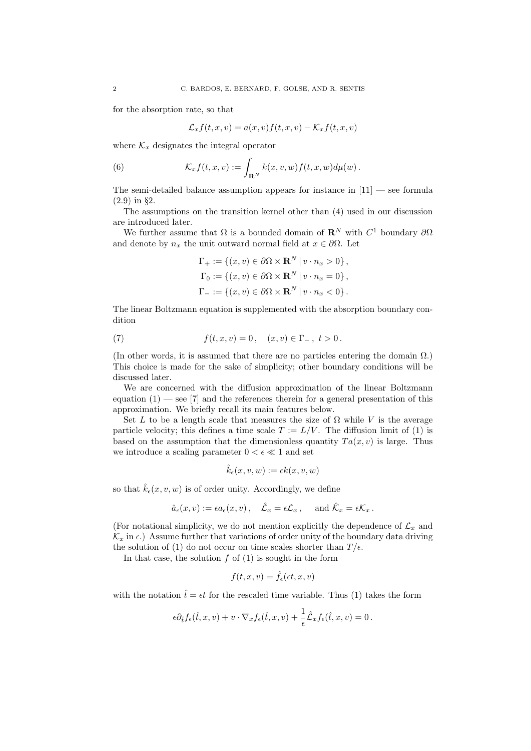for the absorption rate, so that

$$\mathcal{L}_x f(t,x,v) = a(x,v)f(t,x,v) - \mathcal{K}_x f(t,x,v)$$

where $\mathcal{K}_x$ designates the integral operator

$$\mathcal{K}_x f(t,x,v) := \int_{\mathbf{R}^N} k(x,v,w) f(t,x,w) d\mu(w)\,. \tag{6}$$

The semi-detailed balance assumption appears for instance in [11] — see formula (2.9) in §2.

The assumptions on the transition kernel other than (4) used in our discussion are introduced later.

We further assume that $\Omega$ is a bounded domain of $\mathbf{R}^N$ with $C^1$ boundary $\partial\Omega$ and denote by $n_x$ the unit outward normal field at $x \in \partial\Omega$. Let

$$\Gamma_+ := \{(x,v) \in \partial\Omega \times \mathbf{R}^N \mid v \cdot n_x > 0\}\,,$$
$$\Gamma_0 := \{(x,v) \in \partial\Omega \times \mathbf{R}^N \mid v \cdot n_x = 0\}\,,$$
$$\Gamma_- := \{(x,v) \in \partial\Omega \times \mathbf{R}^N \mid v \cdot n_x < 0\}\,.$$

The linear Boltzmann equation is supplemented with the absorption boundary condition

$$f(t,x,v) = 0\,, \quad (x,v) \in \Gamma_-\,,\ t > 0\,. \tag{7}$$

(In other words, it is assumed that there are no particles entering the domain $\Omega$.) This choice is made for the sake of simplicity; other boundary conditions will be discussed later.

We are concerned with the diffusion approximation of the linear Boltzmann equation (1) — see [7] and the references therein for a general presentation of this approximation. We briefly recall its main features below.

Set $L$ to be a length scale that measures the size of $\Omega$ while $V$ is the average particle velocity; this defines a time scale $T := L/V$. The diffusion limit of (1) is based on the assumption that the dimensionless quantity $Ta(x,v)$ is large. Thus we introduce a scaling parameter $0 < \epsilon \ll 1$ and set

$$\hat{k}_\epsilon(x,v,w) := \epsilon k(x,v,w)$$

so that $\hat{k}_\epsilon(x,v,w)$ is of order unity. Accordingly, we define

$$\hat{a}_\epsilon(x,v) := \epsilon a_\epsilon(x,v)\,, \quad \hat{\mathcal{L}}_x = \epsilon\mathcal{L}_x\,, \quad \text{and } \hat{\mathcal{K}}_x = \epsilon\mathcal{K}_x\,.$$

(For notational simplicity, we do not mention explicitly the dependence of $\mathcal{L}_x$ and $\mathcal{K}_x$ in $\epsilon$.) Assume further that variations of order unity of the boundary data driving the solution of (1) do not occur on time scales shorter than $T/\epsilon$.

In that case, the solution $f$ of (1) is sought in the form

$$f(t,x,v) = \hat{f}_\epsilon(\epsilon t, x, v)$$

with the notation $\hat{t} = \epsilon t$ for the rescaled time variable. Thus (1) takes the form

$$\epsilon\partial_{\hat{t}} f_\epsilon(\hat{t},x,v) + v \cdot \nabla_x f_\epsilon(\hat{t},x,v) + \frac{1}{\epsilon}\hat{\mathcal{L}}_x f_\epsilon(\hat{t},x,v) = 0\,.$$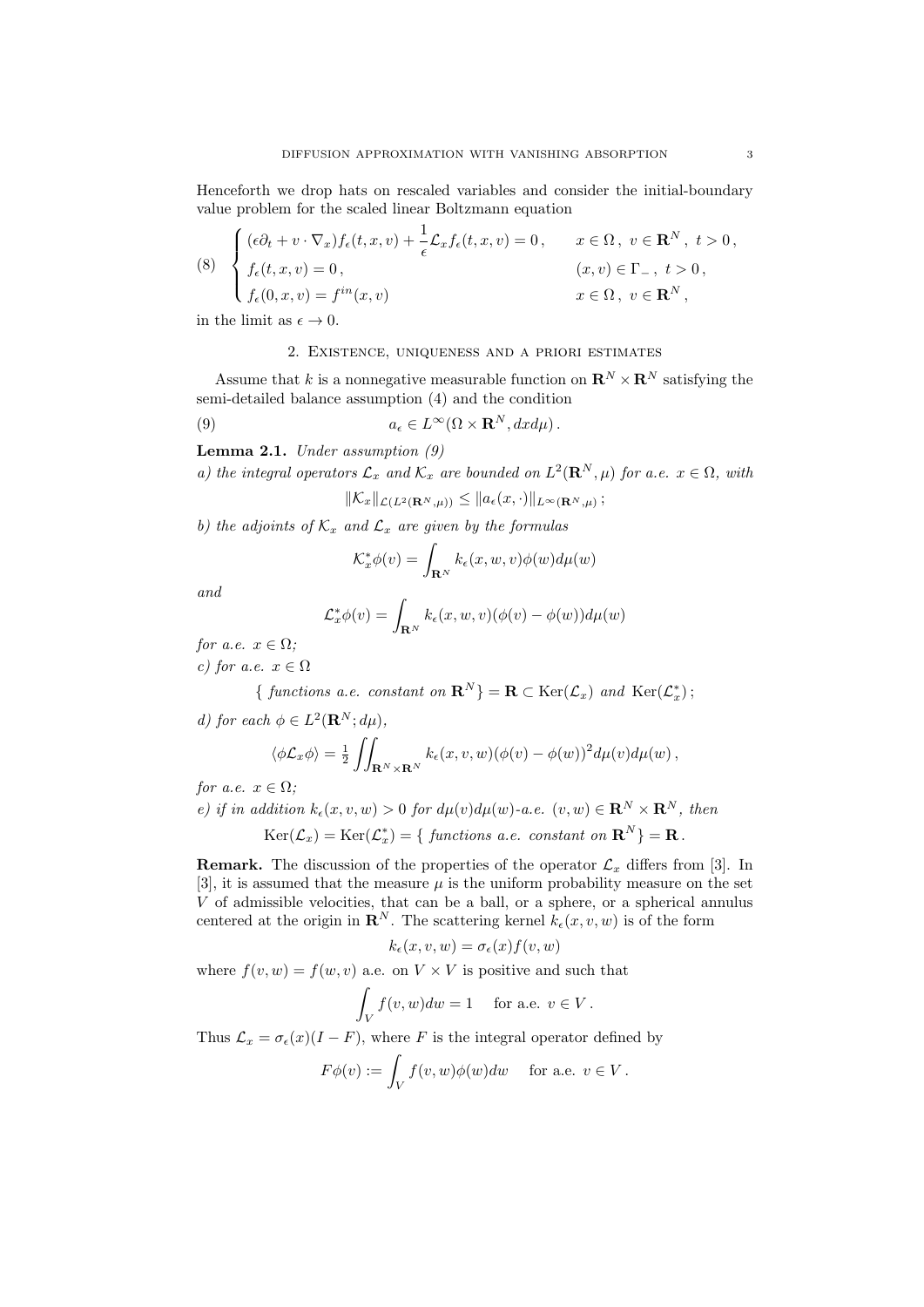Henceforth we drop hats on rescaled variables and consider the initial-boundary value problem for the scaled linear Boltzmann equation

$$
(8) \quad \begin{cases} (\epsilon\partial_t + v \cdot \nabla_x) f_\epsilon(t,x,v) + \dfrac{1}{\epsilon}\mathcal{L}_x f_\epsilon(t,x,v) = 0\,, & x \in \Omega\,,\ v \in \mathbf{R}^N\,,\ t > 0\,, \\ f_\epsilon(t,x,v) = 0\,, & (x,v) \in \Gamma_-\,,\ t > 0\,, \\ f_\epsilon(0,x,v) = f^{in}(x,v) & x \in \Omega\,,\ v \in \mathbf{R}^N\,, \end{cases}
$$

in the limit as $\epsilon \to 0$.

## 2. Existence, uniqueness and a priori estimates

Assume that $k$ is a nonnegative measurable function on $\mathbf{R}^N \times \mathbf{R}^N$ satisfying the semi-detailed balance assumption (4) and the condition

$$
(9) \qquad a_\epsilon \in L^\infty(\Omega \times \mathbf{R}^N, dxd\mu)\,.
$$

**Lemma 2.1.** *Under assumption (9)*

*a) the integral operators $\mathcal{L}_x$ and $\mathcal{K}_x$ are bounded on $L^2(\mathbf{R}^N, \mu)$ for a.e. $x \in \Omega$, with*

$$
\|\mathcal{K}_x\|_{\mathcal{L}(L^2(\mathbf{R}^N,\mu))} \leq \|a_\epsilon(x,\cdot)\|_{L^\infty(\mathbf{R}^N,\mu)}\,;
$$

*b) the adjoints of $\mathcal{K}_x$ and $\mathcal{L}_x$ are given by the formulas*

$$
\mathcal{K}_x^*\phi(v) = \int_{\mathbf{R}^N} k_\epsilon(x,w,v)\phi(w)d\mu(w)
$$

*and*

$$
\mathcal{L}_x^*\phi(v) = \int_{\mathbf{R}^N} k_\epsilon(x,w,v)(\phi(v) - \phi(w))d\mu(w)
$$

*for a.e. $x \in \Omega$;*

*c) for a.e. $x \in \Omega$*

$$
\{\text{ functions a.e. constant on } \mathbf{R}^N\} = \mathbf{R} \subset \operatorname{Ker}(\mathcal{L}_x) \text{ and } \operatorname{Ker}(\mathcal{L}_x^*)\,;
$$

*d) for each $\phi \in L^2(\mathbf{R}^N; d\mu)$,*

$$
\langle \phi \mathcal{L}_x \phi \rangle = \tfrac{1}{2} \iint_{\mathbf{R}^N \times \mathbf{R}^N} k_\epsilon(x,v,w)(\phi(v) - \phi(w))^2 d\mu(v)d\mu(w)\,,
$$

*for a.e. $x \in \Omega$;*

*e) if in addition $k_\epsilon(x,v,w) > 0$ for $d\mu(v)d\mu(w)$-a.e. $(v,w) \in \mathbf{R}^N \times \mathbf{R}^N$, then*

$$
\operatorname{Ker}(\mathcal{L}_x) = \operatorname{Ker}(\mathcal{L}_x^*) = \{\text{ functions a.e. constant on } \mathbf{R}^N\} = \mathbf{R}\,.
$$

**Remark.** The discussion of the properties of the operator $\mathcal{L}_x$ differs from [3]. In [3], it is assumed that the measure $\mu$ is the uniform probability measure on the set $V$ of admissible velocities, that can be a ball, or a sphere, or a spherical annulus centered at the origin in $\mathbf{R}^N$. The scattering kernel $k_\epsilon(x,v,w)$ is of the form

$$
k_\epsilon(x,v,w) = \sigma_\epsilon(x) f(v,w)
$$

where $f(v,w) = f(w,v)$ a.e. on $V \times V$ is positive and such that

$$
\int_V f(v,w)dw = 1 \quad \text{ for a.e. } v \in V\,.
$$

Thus $\mathcal{L}_x = \sigma_\epsilon(x)(I - F)$, where $F$ is the integral operator defined by

$$
F\phi(v) := \int_V f(v,w)\phi(w)dw \quad \text{ for a.e. } v \in V\,.
$$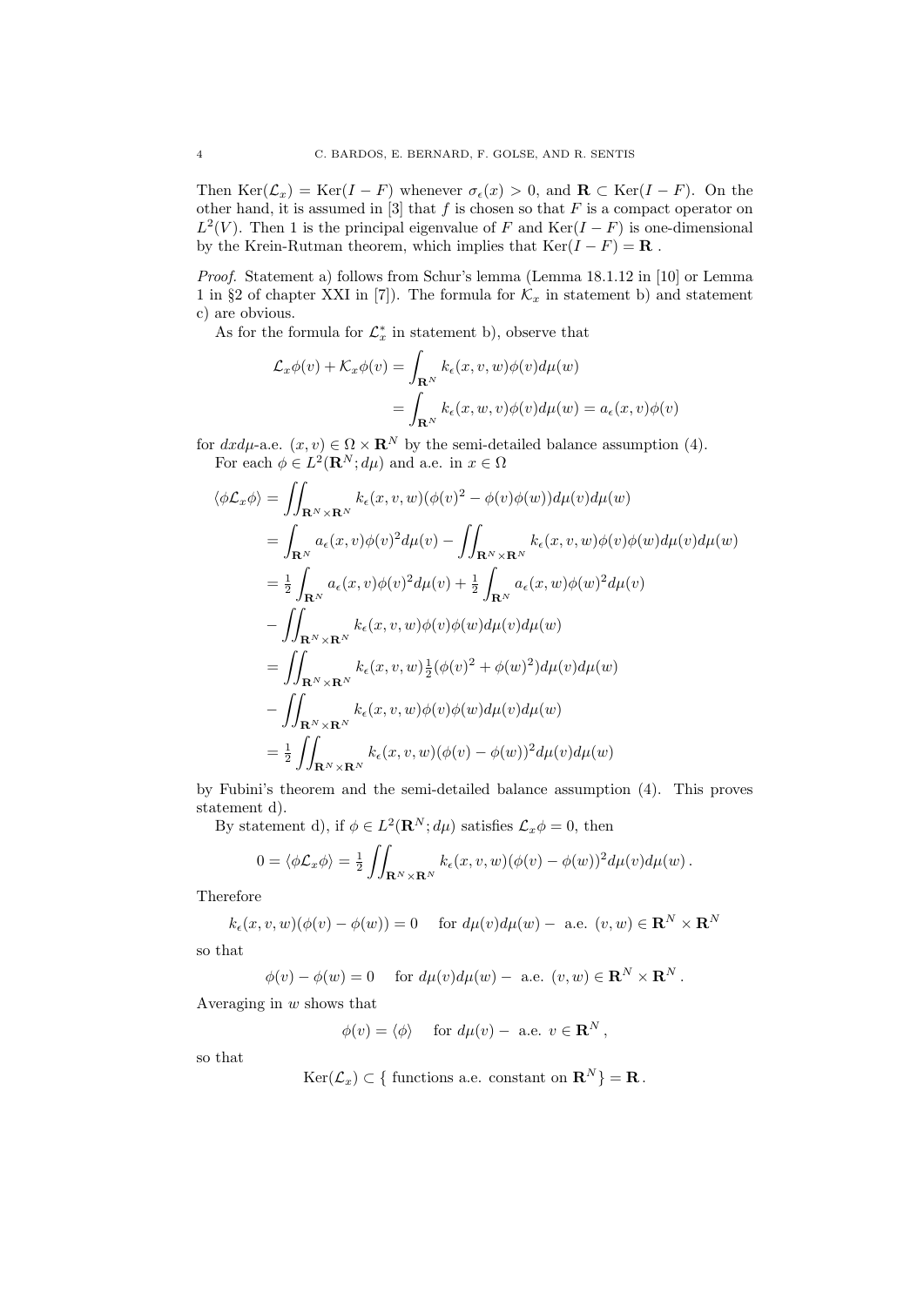Then $\mathrm{Ker}(\mathcal{L}_x) = \mathrm{Ker}(I - F)$ whenever $\sigma_\epsilon(x) > 0$, and $\mathbf{R} \subset \mathrm{Ker}(I - F)$. On the other hand, it is assumed in [3] that $f$ is chosen so that $F$ is a compact operator on $L^2(V)$. Then 1 is the principal eigenvalue of $F$ and $\mathrm{Ker}(I - F)$ is one-dimensional by the Krein-Rutman theorem, which implies that $\mathrm{Ker}(I - F) = \mathbf{R}$ .

*Proof.* Statement a) follows from Schur's lemma (Lemma 18.1.12 in [10] or Lemma 1 in §2 of chapter XXI in [7]). The formula for $\mathcal{K}_x$ in statement b) and statement c) are obvious.

As for the formula for $\mathcal{L}_x^*$ in statement b), observe that

$$
\begin{aligned}
\mathcal{L}_x\phi(v) + \mathcal{K}_x\phi(v) &= \int_{\mathbf{R}^N} k_\epsilon(x, v, w)\phi(v)d\mu(w) \\
&= \int_{\mathbf{R}^N} k_\epsilon(x, w, v)\phi(v)d\mu(w) = a_\epsilon(x, v)\phi(v)
\end{aligned}
$$

for $dxd\mu$-a.e. $(x, v) \in \Omega \times \mathbf{R}^N$ by the semi-detailed balance assumption (4).

For each $\phi \in L^2(\mathbf{R}^N; d\mu)$ and a.e. in $x \in \Omega$

$$
\begin{aligned}
\langle \phi \mathcal{L}_x \phi \rangle &= \iint_{\mathbf{R}^N \times \mathbf{R}^N} k_\epsilon(x, v, w)(\phi(v)^2 - \phi(v)\phi(w))d\mu(v)d\mu(w) \\
&= \int_{\mathbf{R}^N} a_\epsilon(x, v)\phi(v)^2 d\mu(v) - \iint_{\mathbf{R}^N \times \mathbf{R}^N} k_\epsilon(x, v, w)\phi(v)\phi(w)d\mu(v)d\mu(w) \\
&= \tfrac{1}{2} \int_{\mathbf{R}^N} a_\epsilon(x, v)\phi(v)^2 d\mu(v) + \tfrac{1}{2} \int_{\mathbf{R}^N} a_\epsilon(x, w)\phi(w)^2 d\mu(v) \\
&- \iint_{\mathbf{R}^N \times \mathbf{R}^N} k_\epsilon(x, v, w)\phi(v)\phi(w)d\mu(v)d\mu(w) \\
&= \iint_{\mathbf{R}^N \times \mathbf{R}^N} k_\epsilon(x, v, w)\tfrac{1}{2}(\phi(v)^2 + \phi(w)^2)d\mu(v)d\mu(w) \\
&- \iint_{\mathbf{R}^N \times \mathbf{R}^N} k_\epsilon(x, v, w)\phi(v)\phi(w)d\mu(v)d\mu(w) \\
&= \tfrac{1}{2} \iint_{\mathbf{R}^N \times \mathbf{R}^N} k_\epsilon(x, v, w)(\phi(v) - \phi(w))^2 d\mu(v)d\mu(w)
\end{aligned}
$$

by Fubini's theorem and the semi-detailed balance assumption (4). This proves statement d).

By statement d), if $\phi \in L^2(\mathbf{R}^N; d\mu)$ satisfies $\mathcal{L}_x\phi = 0$, then

$$
0 = \langle \phi \mathcal{L}_x \phi \rangle = \tfrac{1}{2} \iint_{\mathbf{R}^N \times \mathbf{R}^N} k_\epsilon(x, v, w)(\phi(v) - \phi(w))^2 d\mu(v)d\mu(w) \, .
$$

Therefore

$$
k_\epsilon(x, v, w)(\phi(v) - \phi(w)) = 0 \quad \text{ for } d\mu(v)d\mu(w)- \text{ a.e. } (v, w) \in \mathbf{R}^N \times \mathbf{R}^N
$$

so that

$$
\phi(v) - \phi(w) = 0 \quad \text{ for } d\mu(v)d\mu(w)- \text{ a.e. } (v, w) \in \mathbf{R}^N \times \mathbf{R}^N \, .
$$

Averaging in $w$ shows that

$$
\phi(v) = \langle \phi \rangle \quad \text{ for } d\mu(v)- \text{ a.e. } v \in \mathbf{R}^N \, ,
$$

so that

$$
\mathrm{Ker}(\mathcal{L}_x) \subset \{ \text{ functions a.e. constant on } \mathbf{R}^N \} = \mathbf{R} \, .
$$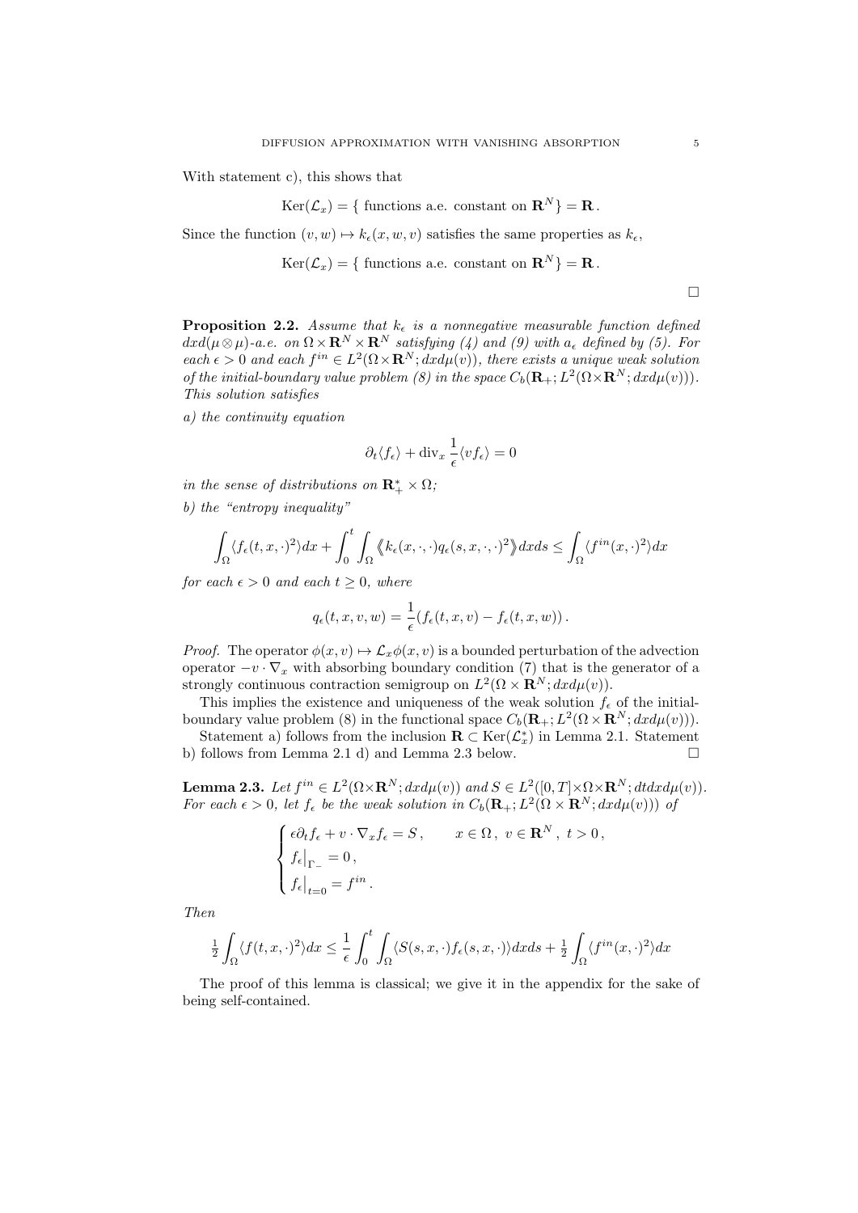With statement c), this shows that

$$\operatorname{Ker}(\mathcal{L}_x) = \{ \text{ functions a.e. constant on } \mathbf{R}^N \} = \mathbf{R}\,.$$

Since the function $(v,w) \mapsto k_\epsilon(x,w,v)$ satisfies the same properties as $k_\epsilon$,

$$\operatorname{Ker}(\mathcal{L}_x) = \{ \text{ functions a.e. constant on } \mathbf{R}^N \} = \mathbf{R}\,.$$

$\square$

**Proposition 2.2.** *Assume that $k_\epsilon$ is a nonnegative measurable function defined $dxd(\mu \otimes \mu)$-a.e. on $\Omega \times \mathbf{R}^N \times \mathbf{R}^N$ satisfying (4) and (9) with $a_\epsilon$ defined by (5). For each $\epsilon > 0$ and each $f^{in} \in L^2(\Omega \times \mathbf{R}^N; dxd\mu(v))$, there exists a unique weak solution of the initial-boundary value problem (8) in the space $C_b(\mathbf{R}_+; L^2(\Omega \times \mathbf{R}^N; dxd\mu(v)))$. This solution satisfies*

*a) the continuity equation*

$$\partial_t \langle f_\epsilon \rangle + \operatorname{div}_x \frac{1}{\epsilon} \langle v f_\epsilon \rangle = 0$$

*in the sense of distributions on $\mathbf{R}_+^* \times \Omega$;*

*b) the "entropy inequality"*

$$\int_\Omega \langle f_\epsilon(t,x,\cdot)^2 \rangle dx + \int_0^t \int_\Omega \left\langle\!\!\left\langle k_\epsilon(x,\cdot,\cdot) q_\epsilon(s,x,\cdot,\cdot)^2 \right\rangle\!\!\right\rangle dx ds \le \int_\Omega \langle f^{in}(x,\cdot)^2 \rangle dx$$

*for each $\epsilon > 0$ and each $t \ge 0$, where*

$$q_\epsilon(t,x,v,w) = \frac{1}{\epsilon}(f_\epsilon(t,x,v) - f_\epsilon(t,x,w))\,.$$

*Proof.* The operator $\phi(x,v) \mapsto \mathcal{L}_x \phi(x,v)$ is a bounded perturbation of the advection operator $-v \cdot \nabla_x$ with absorbing boundary condition (7) that is the generator of a strongly continuous contraction semigroup on $L^2(\Omega \times \mathbf{R}^N; dxd\mu(v))$.

This implies the existence and uniqueness of the weak solution $f_\epsilon$ of the initial-boundary value problem (8) in the functional space $C_b(\mathbf{R}_+; L^2(\Omega \times \mathbf{R}^N; dxd\mu(v)))$.

Statement a) follows from the inclusion $\mathbf{R} \subset \operatorname{Ker}(\mathcal{L}_x^*)$ in Lemma 2.1. Statement b) follows from Lemma 2.1 d) and Lemma 2.3 below. $\square$

**Lemma 2.3.** *Let $f^{in} \in L^2(\Omega \times \mathbf{R}^N; dxd\mu(v))$ and $S \in L^2([0,T] \times \Omega \times \mathbf{R}^N; dtdxd\mu(v))$. For each $\epsilon > 0$, let $f_\epsilon$ be the weak solution in $C_b(\mathbf{R}_+; L^2(\Omega \times \mathbf{R}^N; dxd\mu(v)))$ of*

$$\begin{cases} \epsilon \partial_t f_\epsilon + v \cdot \nabla_x f_\epsilon = S\,, \qquad x \in \Omega\,,\ v \in \mathbf{R}^N\,,\ t > 0\,, \\ f_\epsilon\big|_{\Gamma_-} = 0\,, \\ f_\epsilon\big|_{t=0} = f^{in}\,. \end{cases}$$

*Then*

$$\tfrac{1}{2} \int_\Omega \langle f(t,x,\cdot)^2 \rangle dx \le \frac{1}{\epsilon} \int_0^t \int_\Omega \langle S(s,x,\cdot) f_\epsilon(s,x,\cdot) \rangle dx ds + \tfrac{1}{2} \int_\Omega \langle f^{in}(x,\cdot)^2 \rangle dx$$

The proof of this lemma is classical; we give it in the appendix for the sake of being self-contained.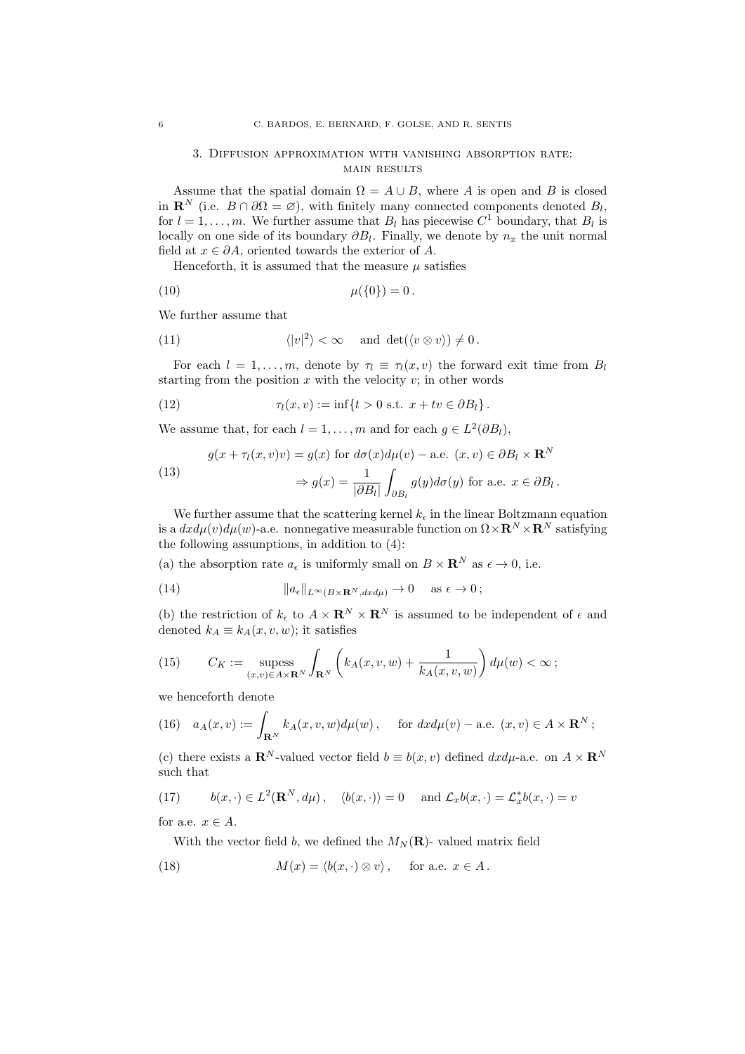## 3. Diffusion approximation with vanishing absorption rate: main results

Assume that the spatial domain $\Omega = A \cup B$, where $A$ is open and $B$ is closed in $\mathbf{R}^N$ (i.e. $B \cap \partial\Omega = \varnothing$), with finitely many connected components denoted $B_l$, for $l = 1, \ldots, m$. We further assume that $B_l$ has piecewise $C^1$ boundary, that $B_l$ is locally on one side of its boundary $\partial B_l$. Finally, we denote by $n_x$ the unit normal field at $x \in \partial A$, oriented towards the exterior of $A$.

Henceforth, it is assumed that the measure $\mu$ satisfies

$$\mu(\{0\}) = 0\,. \tag{10}$$

We further assume that

$$\langle |v|^2 \rangle < \infty \quad \text{ and } \det(\langle v \otimes v \rangle) \neq 0\,. \tag{11}$$

For each $l = 1, \ldots, m$, denote by $\tau_l \equiv \tau_l(x, v)$ the forward exit time from $B_l$ starting from the position $x$ with the velocity $v$; in other words

$$\tau_l(x, v) := \inf\{t > 0 \text{ s.t. } x + tv \in \partial B_l\}\,. \tag{12}$$

We assume that, for each $l = 1, \ldots, m$ and for each $g \in L^2(\partial B_l)$,

$$\begin{aligned} &g(x + \tau_l(x, v)v) = g(x) \text{ for } d\sigma(x)d\mu(v) - \text{a.e. } (x, v) \in \partial B_l \times \mathbf{R}^N \\ &\qquad\qquad \Rightarrow g(x) = \frac{1}{|\partial B_l|} \int_{\partial B_l} g(y) d\sigma(y) \text{ for a.e. } x \in \partial B_l\,. \end{aligned} \tag{13}$$

We further assume that the scattering kernel $k_\epsilon$ in the linear Boltzmann equation is a $dxd\mu(v)d\mu(w)$-a.e. nonnegative measurable function on $\Omega \times \mathbf{R}^N \times \mathbf{R}^N$ satisfying the following assumptions, in addition to (4):

(a) the absorption rate $a_\epsilon$ is uniformly small on $B \times \mathbf{R}^N$ as $\epsilon \to 0$, i.e.

$$\|a_\epsilon\|_{L^\infty(B \times \mathbf{R}^N, dxd\mu)} \to 0 \quad \text{ as } \epsilon \to 0\,; \tag{14}$$

(b) the restriction of $k_\epsilon$ to $A \times \mathbf{R}^N \times \mathbf{R}^N$ is assumed to be independent of $\epsilon$ and denoted $k_A \equiv k_A(x, v, w)$; it satisfies

$$C_K := \operatorname*{supess}_{(x,v) \in A \times \mathbf{R}^N} \int_{\mathbf{R}^N} \left( k_A(x, v, w) + \frac{1}{k_A(x, v, w)} \right) d\mu(w) < \infty\,; \tag{15}$$

we henceforth denote

$$a_A(x, v) := \int_{\mathbf{R}^N} k_A(x, v, w) d\mu(w)\,, \quad \text{ for } dxd\mu(v) - \text{a.e. } (x, v) \in A \times \mathbf{R}^N\,; \tag{16}$$

(c) there exists a $\mathbf{R}^N$-valued vector field $b \equiv b(x, v)$ defined $dxd\mu$-a.e. on $A \times \mathbf{R}^N$ such that

$$b(x, \cdot) \in L^2(\mathbf{R}^N, d\mu)\,, \quad \langle b(x, \cdot) \rangle = 0 \quad \text{ and } \mathcal{L}_x b(x, \cdot) = \mathcal{L}_x^* b(x, \cdot) = v \tag{17}$$

for a.e. $x \in A$.

With the vector field $b$, we defined the $M_N(\mathbf{R})$- valued matrix field

$$M(x) = \langle b(x, \cdot) \otimes v \rangle\,, \quad \text{ for a.e. } x \in A\,. \tag{18}$$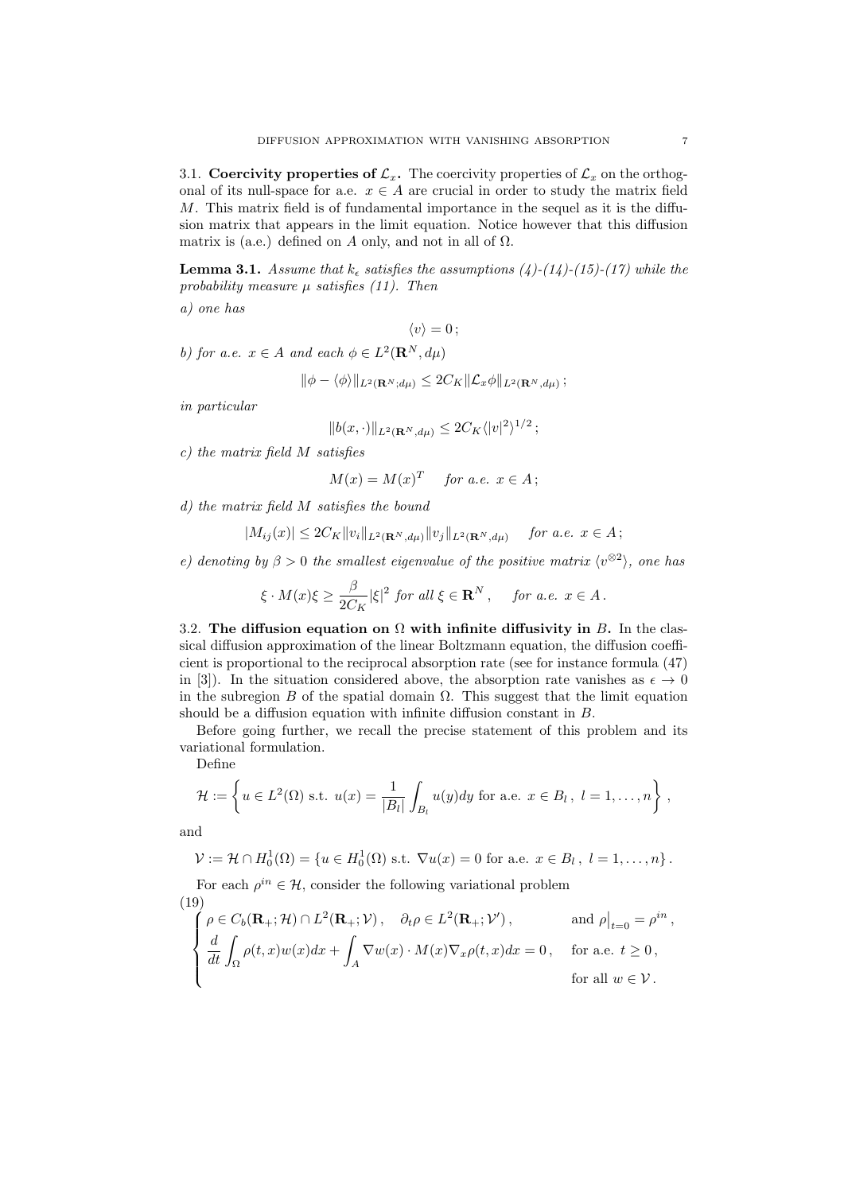### 3.1. Coercivity properties of $\mathcal{L}_x$.

The coercivity properties of $\mathcal{L}_x$ on the orthogonal of its null-space for a.e. $x \in A$ are crucial in order to study the matrix field $M$. This matrix field is of fundamental importance in the sequel as it is the diffusion matrix that appears in the limit equation. Notice however that this diffusion matrix is (a.e.) defined on $A$ only, and not in all of $\Omega$.

**Lemma 3.1.** *Assume that $k_\epsilon$ satisfies the assumptions (4)-(14)-(15)-(17) while the probability measure $\mu$ satisfies (11). Then*

*a) one has*

$$\langle v \rangle = 0\,;$$

*b) for a.e. $x \in A$ and each $\phi \in L^2(\mathbf{R}^N, d\mu)$*

$$\|\phi - \langle \phi \rangle\|_{L^2(\mathbf{R}^N; d\mu)} \leq 2C_K \|\mathcal{L}_x \phi\|_{L^2(\mathbf{R}^N, d\mu)}\,;$$

*in particular*

$$\|b(x, \cdot)\|_{L^2(\mathbf{R}^N, d\mu)} \leq 2C_K \langle |v|^2 \rangle^{1/2}\,;$$

*c) the matrix field $M$ satisfies*

$$M(x) = M(x)^T \quad \text{ for a.e. } x \in A\,;$$

*d) the matrix field $M$ satisfies the bound*

$$|M_{ij}(x)| \leq 2C_K \|v_i\|_{L^2(\mathbf{R}^N, d\mu)} \|v_j\|_{L^2(\mathbf{R}^N, d\mu)} \quad \text{ for a.e. } x \in A\,;$$

*e) denoting by $\beta > 0$ the smallest eigenvalue of the positive matrix $\langle v^{\otimes 2} \rangle$, one has*

$$\xi \cdot M(x) \xi \geq \frac{\beta}{2C_K} |\xi|^2 \text{ for all } \xi \in \mathbf{R}^N\,, \quad \text{ for a.e. } x \in A\,.$$

### 3.2. The diffusion equation on $\Omega$ with infinite diffusivity in $B$.

In the classical diffusion approximation of the linear Boltzmann equation, the diffusion coefficient is proportional to the reciprocal absorption rate (see for instance formula (47) in [3]). In the situation considered above, the absorption rate vanishes as $\epsilon \to 0$ in the subregion $B$ of the spatial domain $\Omega$. This suggest that the limit equation should be a diffusion equation with infinite diffusion constant in $B$.

Before going further, we recall the precise statement of this problem and its variational formulation.

Define

$$\mathcal{H} := \left\{ u \in L^2(\Omega) \text{ s.t. } u(x) = \frac{1}{|B_l|} \int_{B_l} u(y) dy \text{ for a.e. } x \in B_l\,,\ l = 1, \ldots, n \right\}\,,$$

and

$$\mathcal{V} := \mathcal{H} \cap H_0^1(\Omega) = \{ u \in H_0^1(\Omega) \text{ s.t. } \nabla u(x) = 0 \text{ for a.e. } x \in B_l\,,\ l = 1, \ldots, n \}\,.$$

For each $\rho^{in} \in \mathcal{H}$, consider the following variational problem

$$\left\{ \begin{array}{ll} \rho \in C_b(\mathbf{R}_+; \mathcal{H}) \cap L^2(\mathbf{R}_+; \mathcal{V})\,, \quad \partial_t \rho \in L^2(\mathbf{R}_+; \mathcal{V}')\,, & \text{and } \rho\big|_{t=0} = \rho^{in}\,, \\ \dfrac{d}{dt} \displaystyle\int_\Omega \rho(t, x) w(x) dx + \int_A \nabla w(x) \cdot M(x) \nabla_x \rho(t, x) dx = 0\,, & \text{for a.e. } t \geq 0\,, \\ & \text{for all } w \in \mathcal{V}\,. \end{array} \right. \tag{19}$$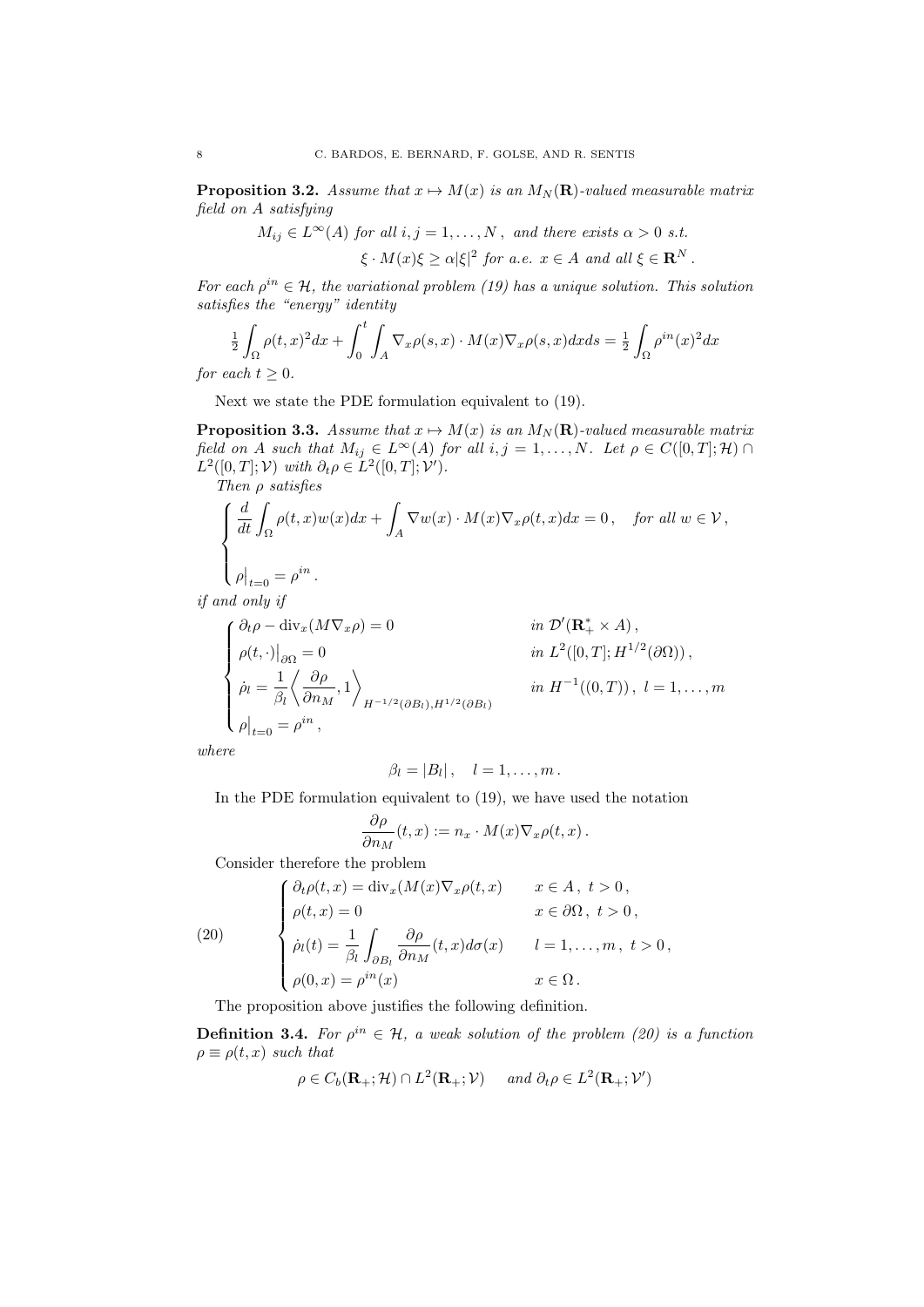**Proposition 3.2.** *Assume that $x \mapsto M(x)$ is an $M_N(\mathbf{R})$-valued measurable matrix field on $A$ satisfying*

$$M_{ij} \in L^\infty(A) \text{ for all } i,j = 1,\ldots,N\,,\ \text{and there exists } \alpha > 0 \text{ s.t.}$$
$$\xi \cdot M(x)\xi \geq \alpha|\xi|^2 \text{ for a.e. } x \in A \text{ and all } \xi \in \mathbf{R}^N\,.$$

*For each $\rho^{in} \in \mathcal{H}$, the variational problem (19) has a unique solution. This solution satisfies the "energy" identity*

$$\tfrac{1}{2}\int_\Omega \rho(t,x)^2 dx + \int_0^t \int_A \nabla_x \rho(s,x) \cdot M(x) \nabla_x \rho(s,x) dx ds = \tfrac{1}{2}\int_\Omega \rho^{in}(x)^2 dx$$

*for each $t \geq 0$.*

Next we state the PDE formulation equivalent to (19).

**Proposition 3.3.** *Assume that $x \mapsto M(x)$ is an $M_N(\mathbf{R})$-valued measurable matrix field on $A$ such that $M_{ij} \in L^\infty(A)$ for all $i,j = 1,\ldots,N$. Let $\rho \in C([0,T];\mathcal{H}) \cap L^2([0,T];\mathcal{V})$ with $\partial_t \rho \in L^2([0,T];\mathcal{V}')$.*

*Then $\rho$ satisfies*

$$\left\{\begin{aligned} &\frac{d}{dt}\int_\Omega \rho(t,x)w(x)dx + \int_A \nabla w(x) \cdot M(x)\nabla_x \rho(t,x)dx = 0\,, \quad \text{for all } w \in \mathcal{V}\,,\\ &\rho\big|_{t=0} = \rho^{in}\,. \end{aligned}\right.$$

*if and only if*

$$\left\{\begin{aligned} &\partial_t \rho - \operatorname{div}_x(M\nabla_x \rho) = 0 && \text{in } \mathcal{D}'(\mathbf{R}_+^* \times A)\,,\\ &\rho(t,\cdot)\big|_{\partial\Omega} = 0 && \text{in } L^2([0,T];H^{1/2}(\partial\Omega))\,,\\ &\dot\rho_l = \frac{1}{\beta_l}\left\langle \frac{\partial \rho}{\partial n_M}, 1\right\rangle_{H^{-1/2}(\partial B_l),H^{1/2}(\partial B_l)} && \text{in } H^{-1}((0,T))\,,\ l = 1,\ldots,m\\ &\rho\big|_{t=0} = \rho^{in}\,, \end{aligned}\right.$$

*where*

$$\beta_l = |B_l|\,, \quad l = 1,\ldots,m\,.$$

In the PDE formulation equivalent to (19), we have used the notation

$$\frac{\partial \rho}{\partial n_M}(t,x) := n_x \cdot M(x)\nabla_x \rho(t,x)\,.$$

Consider therefore the problem

$$\left\{\begin{aligned} &\partial_t \rho(t,x) = \operatorname{div}_x(M(x)\nabla_x \rho(t,x) && x \in A\,,\ t > 0\,,\\ &\rho(t,x) = 0 && x \in \partial\Omega\,,\ t > 0\,,\\ &\dot\rho_l(t) = \frac{1}{\beta_l}\int_{\partial B_l} \frac{\partial \rho}{\partial n_M}(t,x)d\sigma(x) && l = 1,\ldots,m\,,\ t > 0\,,\\ &\rho(0,x) = \rho^{in}(x) && x \in \Omega\,. \end{aligned}\right. \tag{20}$$

The proposition above justifies the following definition.

**Definition 3.4.** *For $\rho^{in} \in \mathcal{H}$, a weak solution of the problem (20) is a function $\rho \equiv \rho(t,x)$ such that*

$$\rho \in C_b(\mathbf{R}_+;\mathcal{H}) \cap L^2(\mathbf{R}_+;\mathcal{V}) \quad \text{and } \partial_t \rho \in L^2(\mathbf{R}_+;\mathcal{V}')$$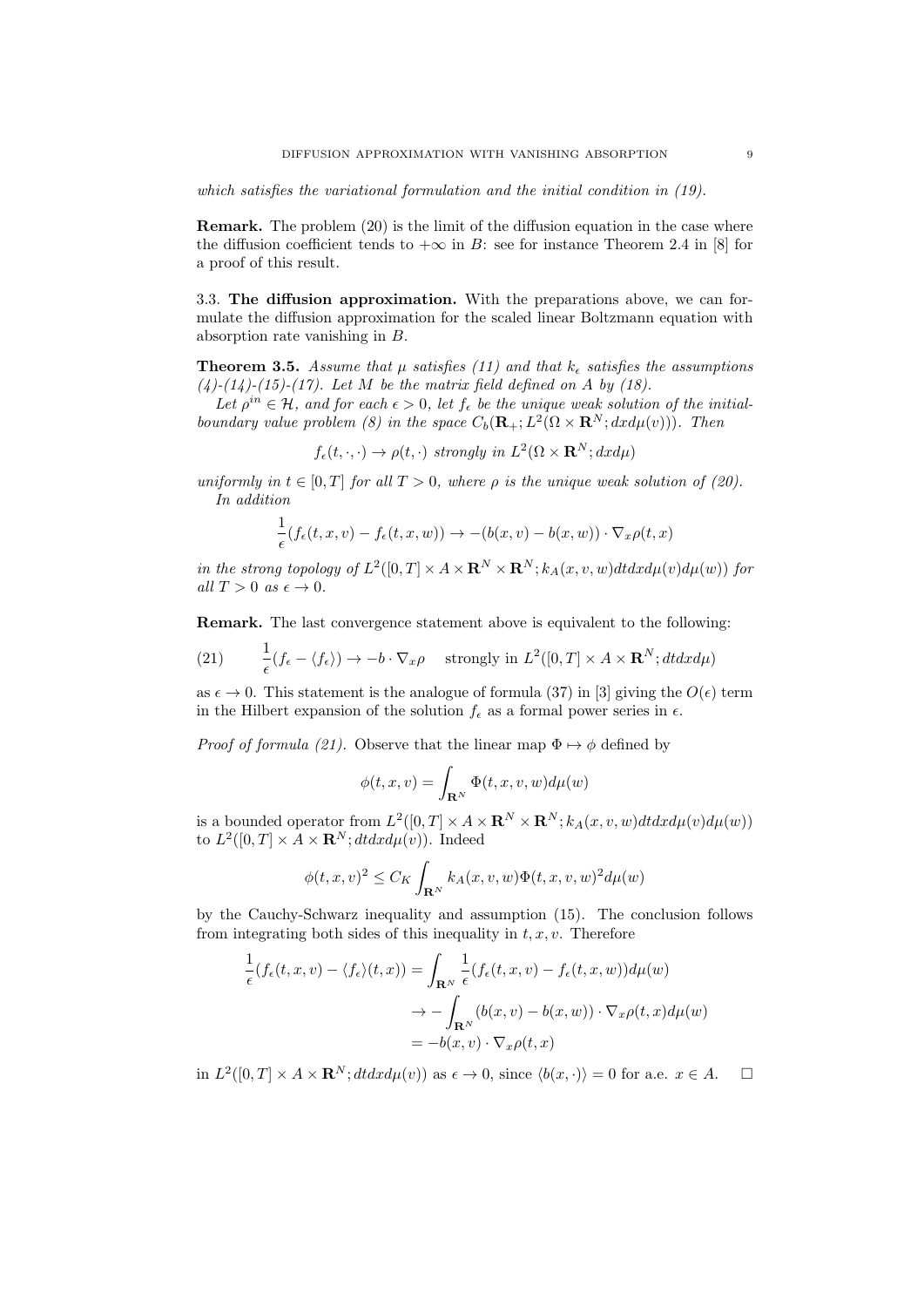*which satisfies the variational formulation and the initial condition in (19).*

**Remark.** The problem (20) is the limit of the diffusion equation in the case where the diffusion coefficient tends to $+\infty$ in $B$: see for instance Theorem 2.4 in [8] for a proof of this result.

### 3.3. The diffusion approximation.

With the preparations above, we can formulate the diffusion approximation for the scaled linear Boltzmann equation with absorption rate vanishing in $B$.

**Theorem 3.5.** *Assume that $\mu$ satisfies (11) and that $k_\epsilon$ satisfies the assumptions (4)-(14)-(15)-(17). Let $M$ be the matrix field defined on $A$ by (18).*

*Let $\rho^{in} \in \mathcal{H}$, and for each $\epsilon > 0$, let $f_\epsilon$ be the unique weak solution of the initial-boundary value problem (8) in the space $C_b(\mathbf{R}_+; L^2(\Omega \times \mathbf{R}^N; dxd\mu(v)))$. Then*

$$f_\epsilon(t,\cdot,\cdot) \to \rho(t,\cdot) \text{ strongly in } L^2(\Omega \times \mathbf{R}^N; dxd\mu)$$

*uniformly in $t \in [0,T]$ for all $T > 0$, where $\rho$ is the unique weak solution of (20).*

*In addition*

$$\frac{1}{\epsilon}(f_\epsilon(t,x,v) - f_\epsilon(t,x,w)) \to -(b(x,v) - b(x,w)) \cdot \nabla_x \rho(t,x)$$

*in the strong topology of $L^2([0,T] \times A \times \mathbf{R}^N \times \mathbf{R}^N; k_A(x,v,w)dtdxd\mu(v)d\mu(w))$ for all $T > 0$ as $\epsilon \to 0$.*

**Remark.** The last convergence statement above is equivalent to the following:

$$\frac{1}{\epsilon}(f_\epsilon - \langle f_\epsilon \rangle) \to -b \cdot \nabla_x \rho \quad \text{strongly in } L^2([0,T] \times A \times \mathbf{R}^N; dtdxd\mu) \tag{21}$$

as $\epsilon \to 0$. This statement is the analogue of formula (37) in [3] giving the $O(\epsilon)$ term in the Hilbert expansion of the solution $f_\epsilon$ as a formal power series in $\epsilon$.

*Proof of formula (21).* Observe that the linear map $\Phi \mapsto \phi$ defined by

$$\phi(t,x,v) = \int_{\mathbf{R}^N} \Phi(t,x,v,w)d\mu(w)$$

is a bounded operator from $L^2([0,T] \times A \times \mathbf{R}^N \times \mathbf{R}^N; k_A(x,v,w)dtdxd\mu(v)d\mu(w))$ to $L^2([0,T] \times A \times \mathbf{R}^N; dtdxd\mu(v))$. Indeed

$$\phi(t,x,v)^2 \leq C_K \int_{\mathbf{R}^N} k_A(x,v,w)\Phi(t,x,v,w)^2 d\mu(w)$$

by the Cauchy-Schwarz inequality and assumption (15). The conclusion follows from integrating both sides of this inequality in $t, x, v$. Therefore

$$\begin{aligned}
\frac{1}{\epsilon}(f_\epsilon(t,x,v) - \langle f_\epsilon \rangle(t,x)) &= \int_{\mathbf{R}^N} \frac{1}{\epsilon}(f_\epsilon(t,x,v) - f_\epsilon(t,x,w))d\mu(w) \\
&\to -\int_{\mathbf{R}^N} (b(x,v) - b(x,w)) \cdot \nabla_x \rho(t,x) d\mu(w) \\
&= -b(x,v) \cdot \nabla_x \rho(t,x)
\end{aligned}$$

in $L^2([0,T] \times A \times \mathbf{R}^N; dtdxd\mu(v))$ as $\epsilon \to 0$, since $\langle b(x,\cdot) \rangle = 0$ for a.e. $x \in A$. $\square$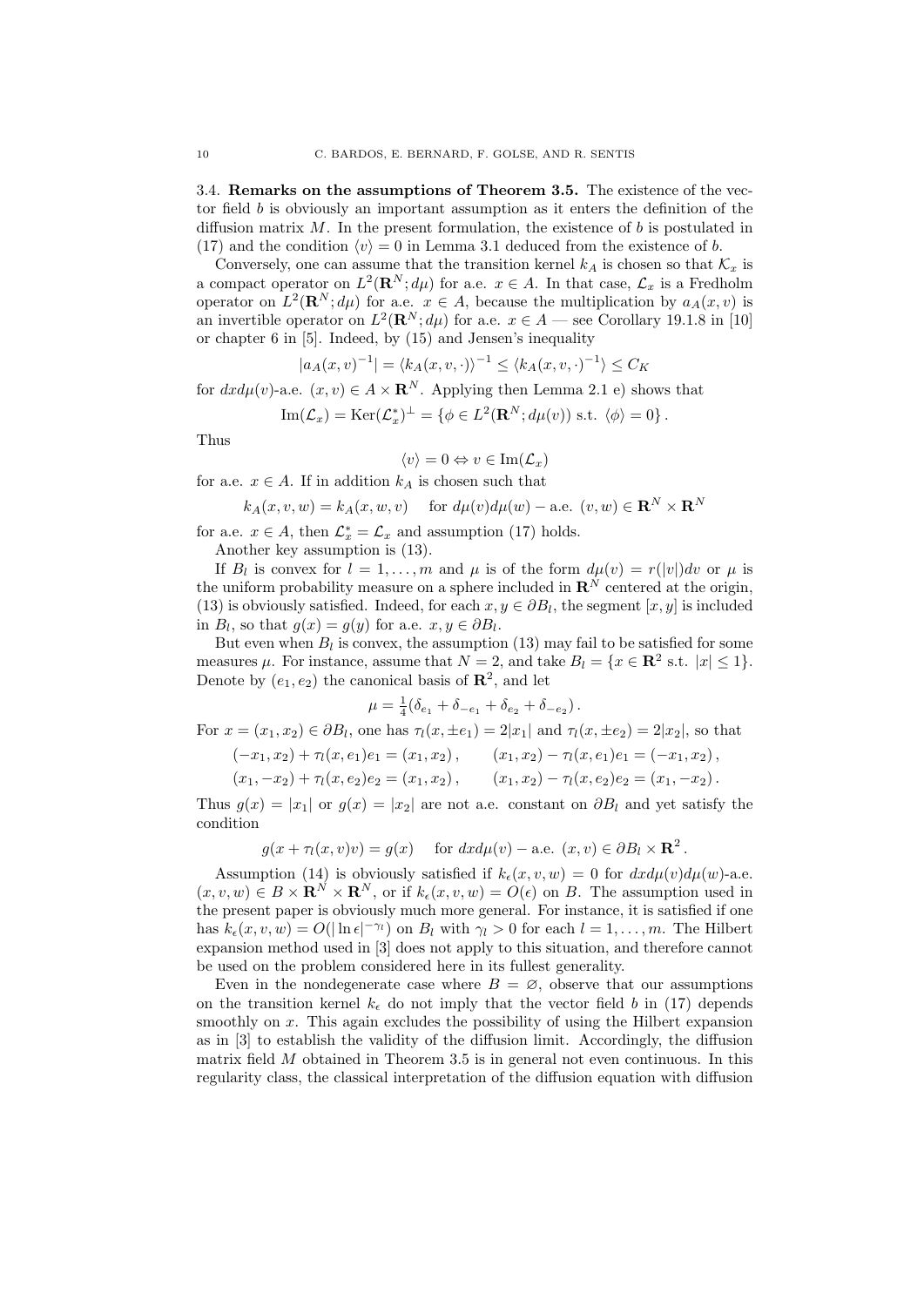3.4. **Remarks on the assumptions of Theorem 3.5.** The existence of the vector field $b$ is obviously an important assumption as it enters the definition of the diffusion matrix $M$. In the present formulation, the existence of $b$ is postulated in (17) and the condition $\langle v \rangle = 0$ in Lemma 3.1 deduced from the existence of $b$.

Conversely, one can assume that the transition kernel $k_A$ is chosen so that $\mathcal{K}_x$ is a compact operator on $L^2(\mathbf{R}^N; d\mu)$ for a.e. $x \in A$. In that case, $\mathcal{L}_x$ is a Fredholm operator on $L^2(\mathbf{R}^N; d\mu)$ for a.e. $x \in A$, because the multiplication by $a_A(x, v)$ is an invertible operator on $L^2(\mathbf{R}^N; d\mu)$ for a.e. $x \in A$ — see Corollary 19.1.8 in [10] or chapter 6 in [5]. Indeed, by (15) and Jensen's inequality

$$|a_A(x, v)^{-1}| = \langle k_A(x, v, \cdot)\rangle^{-1} \leq \langle k_A(x, v, \cdot)^{-1}\rangle \leq C_K$$

for $dxd\mu(v)$-a.e. $(x, v) \in A \times \mathbf{R}^N$. Applying then Lemma 2.1 e) shows that

$$\mathrm{Im}(\mathcal{L}_x) = \mathrm{Ker}(\mathcal{L}_x^*)^{\perp} = \{\phi \in L^2(\mathbf{R}^N; d\mu(v)) \text{ s.t. } \langle \phi \rangle = 0\} .$$

Thus

$$\langle v \rangle = 0 \Leftrightarrow v \in \mathrm{Im}(\mathcal{L}_x)$$

for a.e. $x \in A$. If in addition $k_A$ is chosen such that

$$k_A(x, v, w) = k_A(x, w, v) \quad \text{ for } d\mu(v)d\mu(w) - \text{a.e. } (v, w) \in \mathbf{R}^N \times \mathbf{R}^N$$

for a.e. $x \in A$, then $\mathcal{L}_x^* = \mathcal{L}_x$ and assumption (17) holds.

Another key assumption is (13).

If $B_l$ is convex for $l = 1, \ldots, m$ and $\mu$ is of the form $d\mu(v) = r(|v|)dv$ or $\mu$ is the uniform probability measure on a sphere included in $\mathbf{R}^N$ centered at the origin, (13) is obviously satisfied. Indeed, for each $x, y \in \partial B_l$, the segment $[x, y]$ is included in $B_l$, so that $g(x) = g(y)$ for a.e. $x, y \in \partial B_l$.

But even when $B_l$ is convex, the assumption (13) may fail to be satisfied for some measures $\mu$. For instance, assume that $N = 2$, and take $B_l = \{x \in \mathbf{R}^2 \text{ s.t. } |x| \leq 1\}$. Denote by $(e_1, e_2)$ the canonical basis of $\mathbf{R}^2$, and let

$$\mu = \tfrac{1}{4}(\delta_{e_1} + \delta_{-e_1} + \delta_{e_2} + \delta_{-e_2}) .$$

For $x = (x_1, x_2) \in \partial B_l$, one has $\tau_l(x, \pm e_1) = 2|x_1|$ and $\tau_l(x, \pm e_2) = 2|x_2|$, so that

$$(-x_1, x_2) + \tau_l(x, e_1)e_1 = (x_1, x_2) , \qquad (x_1, x_2) - \tau_l(x, e_1)e_1 = (-x_1, x_2) ,$$
$$(x_1, -x_2) + \tau_l(x, e_2)e_2 = (x_1, x_2) , \qquad (x_1, x_2) - \tau_l(x, e_2)e_2 = (x_1, -x_2) .$$

Thus $g(x) = |x_1|$ or $g(x) = |x_2|$ are not a.e. constant on $\partial B_l$ and yet satisfy the condition

$$g(x + \tau_l(x, v)v) = g(x) \quad \text{ for } dxd\mu(v) - \text{a.e. } (x, v) \in \partial B_l \times \mathbf{R}^2 .$$

Assumption (14) is obviously satisfied if $k_\epsilon(x, v, w) = 0$ for $dxd\mu(v)d\mu(w)$-a.e. $(x, v, w) \in B \times \mathbf{R}^N \times \mathbf{R}^N$, or if $k_\epsilon(x, v, w) = O(\epsilon)$ on $B$. The assumption used in the present paper is obviously much more general. For instance, it is satisfied if one has $k_\epsilon(x, v, w) = O(|\ln \epsilon|^{-\gamma_l})$ on $B_l$ with $\gamma_l > 0$ for each $l = 1, \ldots, m$. The Hilbert expansion method used in [3] does not apply to this situation, and therefore cannot be used on the problem considered here in its fullest generality.

Even in the nondegenerate case where $B = \varnothing$, observe that our assumptions on the transition kernel $k_\epsilon$ do not imply that the vector field $b$ in (17) depends smoothly on $x$. This again excludes the possibility of using the Hilbert expansion as in [3] to establish the validity of the diffusion limit. Accordingly, the diffusion matrix field $M$ obtained in Theorem 3.5 is in general not even continuous. In this regularity class, the classical interpretation of the diffusion equation with diffusion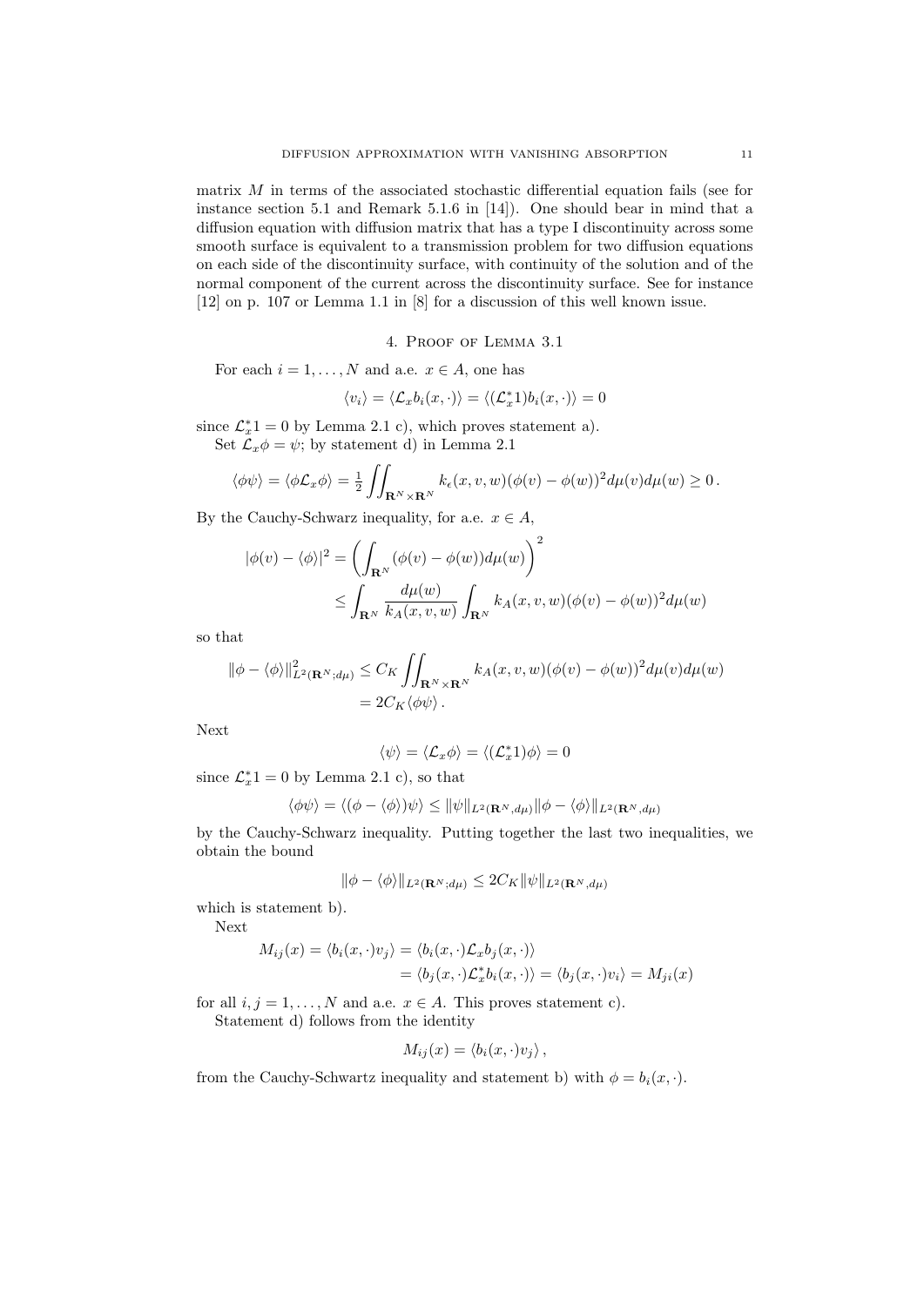matrix $M$ in terms of the associated stochastic differential equation fails (see for instance section 5.1 and Remark 5.1.6 in [14]). One should bear in mind that a diffusion equation with diffusion matrix that has a type I discontinuity across some smooth surface is equivalent to a transmission problem for two diffusion equations on each side of the discontinuity surface, with continuity of the solution and of the normal component of the current across the discontinuity surface. See for instance [12] on p. 107 or Lemma 1.1 in [8] for a discussion of this well known issue.

## 4. Proof of Lemma 3.1

For each $i = 1, \ldots, N$ and a.e. $x \in A$, one has

$$\langle v_i \rangle = \langle \mathcal{L}_x b_i(x, \cdot) \rangle = \langle (\mathcal{L}_x^* 1) b_i(x, \cdot) \rangle = 0$$

since $\mathcal{L}_x^* 1 = 0$ by Lemma 2.1 c), which proves statement a).

Set $\mathcal{L}_x \phi = \psi$; by statement d) in Lemma 2.1

$$\langle \phi \psi \rangle = \langle \phi \mathcal{L}_x \phi \rangle = \tfrac{1}{2} \iint_{\mathbf{R}^N \times \mathbf{R}^N} k_\epsilon(x, v, w)(\phi(v) - \phi(w))^2 d\mu(v) d\mu(w) \geq 0 \, .$$

By the Cauchy-Schwarz inequality, for a.e. $x \in A$,

$$\begin{aligned}
|\phi(v) - \langle \phi \rangle|^2 &= \left( \int_{\mathbf{R}^N} (\phi(v) - \phi(w)) d\mu(w) \right)^2 \\
&\leq \int_{\mathbf{R}^N} \frac{d\mu(w)}{k_A(x, v, w)} \int_{\mathbf{R}^N} k_A(x, v, w)(\phi(v) - \phi(w))^2 d\mu(w)
\end{aligned}$$

so that

$$\begin{aligned}
\|\phi - \langle \phi \rangle\|^2_{L^2(\mathbf{R}^N; d\mu)} &\leq C_K \iint_{\mathbf{R}^N \times \mathbf{R}^N} k_A(x, v, w)(\phi(v) - \phi(w))^2 d\mu(v) d\mu(w) \\
&= 2 C_K \langle \phi \psi \rangle \, .
\end{aligned}$$

Next

$$\langle \psi \rangle = \langle \mathcal{L}_x \phi \rangle = \langle (\mathcal{L}_x^* 1) \phi \rangle = 0$$

since $\mathcal{L}_x^* 1 = 0$ by Lemma 2.1 c), so that

$$\langle \phi \psi \rangle = \langle (\phi - \langle \phi \rangle) \psi \rangle \leq \|\psi\|_{L^2(\mathbf{R}^N, d\mu)} \|\phi - \langle \phi \rangle\|_{L^2(\mathbf{R}^N, d\mu)}$$

by the Cauchy-Schwarz inequality. Putting together the last two inequalities, we obtain the bound

$$\|\phi - \langle \phi \rangle\|_{L^2(\mathbf{R}^N; d\mu)} \leq 2 C_K \|\psi\|_{L^2(\mathbf{R}^N, d\mu)}$$

which is statement b).

Next

$$\begin{aligned}
M_{ij}(x) = \langle b_i(x, \cdot) v_j \rangle &= \langle b_i(x, \cdot) \mathcal{L}_x b_j(x, \cdot) \rangle \\
&= \langle b_j(x, \cdot) \mathcal{L}_x^* b_i(x, \cdot) \rangle = \langle b_j(x, \cdot) v_i \rangle = M_{ji}(x)
\end{aligned}$$

for all $i, j = 1, \ldots, N$ and a.e. $x \in A$. This proves statement c).

Statement d) follows from the identity

$$M_{ij}(x) = \langle b_i(x, \cdot) v_j \rangle \, ,$$

from the Cauchy-Schwartz inequality and statement b) with $\phi = b_i(x, \cdot)$.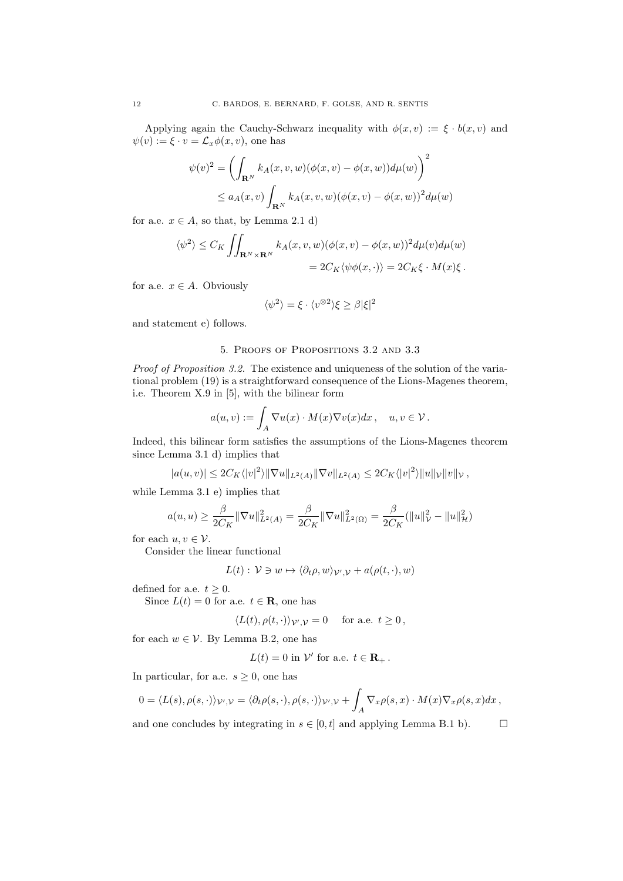Applying again the Cauchy-Schwarz inequality with $\phi(x,v) := \xi \cdot b(x,v)$ and $\psi(v) := \xi \cdot v = \mathcal{L}_x \phi(x,v)$, one has

$$\psi(v)^2 = \left( \int_{\mathbf{R}^N} k_A(x,v,w)(\phi(x,v) - \phi(x,w)) d\mu(w) \right)^2$$
$$\leq a_A(x,v) \int_{\mathbf{R}^N} k_A(x,v,w)(\phi(x,v) - \phi(x,w))^2 d\mu(w)$$

for a.e. $x \in A$, so that, by Lemma 2.1 d)

$$\langle \psi^2 \rangle \leq C_K \iint_{\mathbf{R}^N \times \mathbf{R}^N} k_A(x,v,w)(\phi(x,v) - \phi(x,w))^2 d\mu(v) d\mu(w)$$
$$= 2C_K \langle \psi \phi(x,\cdot) \rangle = 2C_K \xi \cdot M(x) \xi \,.$$

for a.e. $x \in A$. Obviously

$$\langle \psi^2 \rangle = \xi \cdot \langle v^{\otimes 2} \rangle \xi \geq \beta |\xi|^2$$

and statement e) follows.

## 5. Proofs of Propositions 3.2 and 3.3

*Proof of Proposition 3.2.* The existence and uniqueness of the solution of the variational problem (19) is a straightforward consequence of the Lions-Magenes theorem, i.e. Theorem X.9 in [5], with the bilinear form

$$a(u,v) := \int_A \nabla u(x) \cdot M(x) \nabla v(x) dx \,, \quad u,v \in \mathcal{V} \,.$$

Indeed, this bilinear form satisfies the assumptions of the Lions-Magenes theorem since Lemma 3.1 d) implies that

$$|a(u,v)| \leq 2C_K \langle |v|^2 \rangle \| \nabla u \|_{L^2(A)} \| \nabla v \|_{L^2(A)} \leq 2C_K \langle |v|^2 \rangle \| u \|_{\mathcal{V}} \| v \|_{\mathcal{V}} \,,$$

while Lemma 3.1 e) implies that

$$a(u,u) \geq \frac{\beta}{2C_K} \| \nabla u \|^2_{L^2(A)} = \frac{\beta}{2C_K} \| \nabla u \|^2_{L^2(\Omega)} = \frac{\beta}{2C_K} (\| u \|^2_{\mathcal{V}} - \| u \|^2_{\mathcal{H}})$$

for each $u, v \in \mathcal{V}$.

Consider the linear functional

$$L(t) : \mathcal{V} \ni w \mapsto \langle \partial_t \rho, w \rangle_{\mathcal{V}', \mathcal{V}} + a(\rho(t,\cdot), w)$$

defined for a.e. $t \geq 0$.

Since $L(t) = 0$ for a.e. $t \in \mathbf{R}$, one has

$$\langle L(t), \rho(t,\cdot) \rangle_{\mathcal{V}', \mathcal{V}} = 0 \quad \text{for a.e. } t \geq 0 \,,$$

for each $w \in \mathcal{V}$. By Lemma B.2, one has

$$L(t) = 0 \text{ in } \mathcal{V}' \text{ for a.e. } t \in \mathbf{R}_+ \,.$$

In particular, for a.e. $s \geq 0$, one has

$$0 = \langle L(s), \rho(s,\cdot) \rangle_{\mathcal{V}', \mathcal{V}} = \langle \partial_t \rho(s,\cdot), \rho(s,\cdot) \rangle_{\mathcal{V}', \mathcal{V}} + \int_A \nabla_x \rho(s,x) \cdot M(x) \nabla_x \rho(s,x) dx \,,$$

and one concludes by integrating in $s \in [0,t]$ and applying Lemma B.1 b). $\square$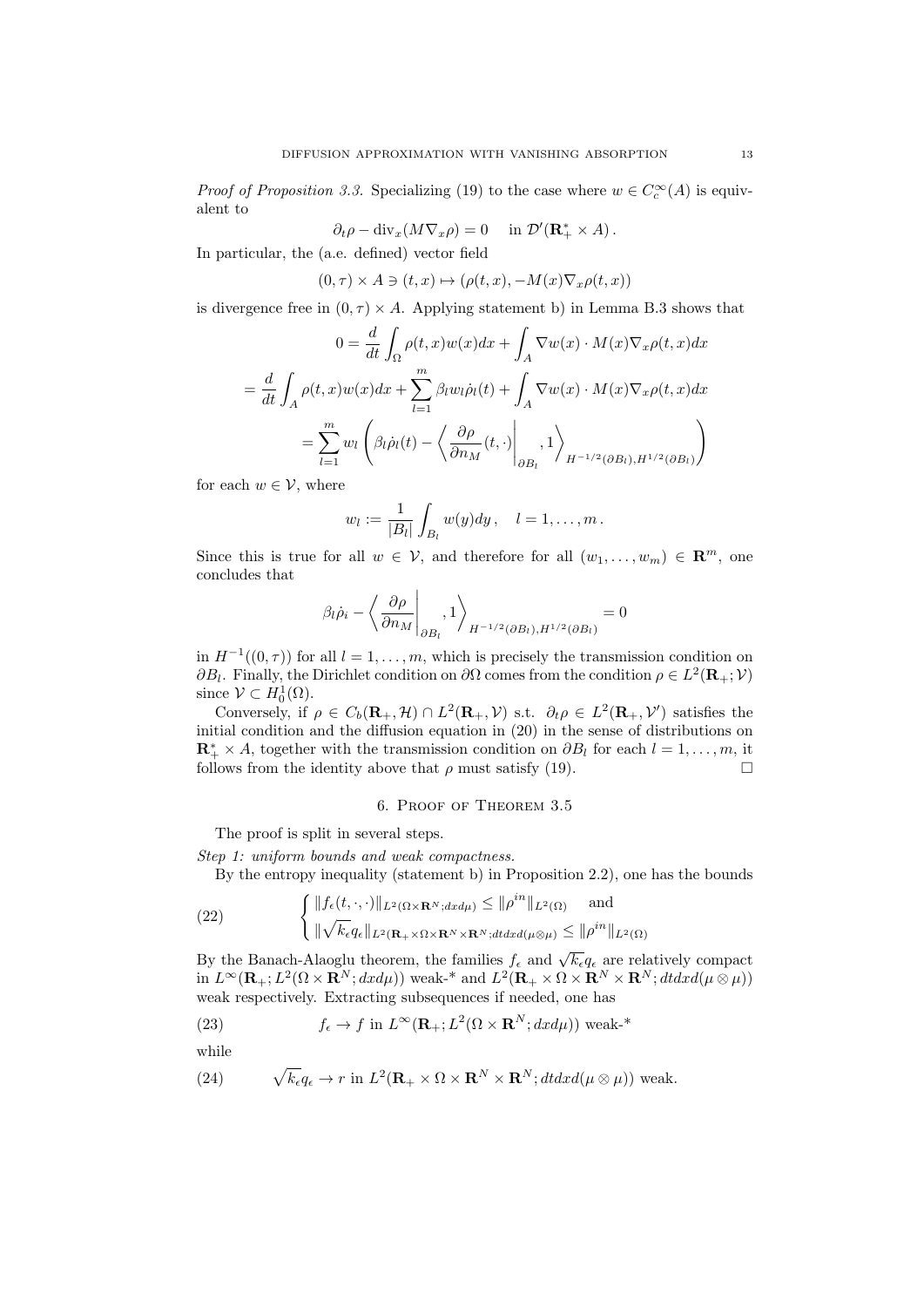*Proof of Proposition 3.3.* Specializing (19) to the case where $w \in C_c^\infty(A)$ is equivalent to

$$\partial_t \rho - \operatorname{div}_x(M\nabla_x \rho) = 0 \quad \text{ in } \mathcal{D}'(\mathbf{R}_+^* \times A)\,.$$

In particular, the (a.e. defined) vector field

$$(0,\tau) \times A \ni (t,x) \mapsto (\rho(t,x), -M(x)\nabla_x \rho(t,x))$$

is divergence free in $(0,\tau) \times A$. Applying statement b) in Lemma B.3 shows that

$$0 = \frac{d}{dt}\int_\Omega \rho(t,x)w(x)dx + \int_A \nabla w(x) \cdot M(x)\nabla_x \rho(t,x)dx$$

$$= \frac{d}{dt}\int_A \rho(t,x)w(x)dx + \sum_{l=1}^m \beta_l w_l \dot{\rho}_l(t) + \int_A \nabla w(x) \cdot M(x)\nabla_x \rho(t,x)dx$$

$$= \sum_{l=1}^m w_l \left( \beta_l \dot{\rho}_l(t) - \left\langle \frac{\partial \rho}{\partial n_M}(t,\cdot)\bigg|_{\partial B_l}, 1 \right\rangle_{H^{-1/2}(\partial B_l), H^{1/2}(\partial B_l)} \right)$$

for each $w \in \mathcal{V}$, where

$$w_l := \frac{1}{|B_l|}\int_{B_l} w(y)dy\,, \quad l = 1, \ldots, m\,.$$

Since this is true for all $w \in \mathcal{V}$, and therefore for all $(w_1, \ldots, w_m) \in \mathbf{R}^m$, one concludes that

$$\beta_l \dot{\rho}_i - \left\langle \frac{\partial \rho}{\partial n_M}\bigg|_{\partial B_l}, 1 \right\rangle_{H^{-1/2}(\partial B_l), H^{1/2}(\partial B_l)} = 0$$

in $H^{-1}((0,\tau))$ for all $l = 1, \ldots, m$, which is precisely the transmission condition on $\partial B_l$. Finally, the Dirichlet condition on $\partial\Omega$ comes from the condition $\rho \in L^2(\mathbf{R}_+; \mathcal{V})$ since $\mathcal{V} \subset H_0^1(\Omega)$.

Conversely, if $\rho \in C_b(\mathbf{R}_+, \mathcal{H}) \cap L^2(\mathbf{R}_+, \mathcal{V})$ s.t. $\partial_t \rho \in L^2(\mathbf{R}_+, \mathcal{V}')$ satisfies the initial condition and the diffusion equation in (20) in the sense of distributions on $\mathbf{R}_+^* \times A$, together with the transmission condition on $\partial B_l$ for each $l = 1, \ldots, m$, it follows from the identity above that $\rho$ must satisfy (19). $\square$

## 6. Proof of Theorem 3.5

The proof is split in several steps.

*Step 1: uniform bounds and weak compactness.*

By the entropy inequality (statement b) in Proposition 2.2), one has the bounds

$$\begin{cases} \|f_\epsilon(t,\cdot,\cdot)\|_{L^2(\Omega\times\mathbf{R}^N; dxd\mu)} \le \|\rho^{in}\|_{L^2(\Omega)} \quad \text{ and} \\ \|\sqrt{k_\epsilon} q_\epsilon\|_{L^2(\mathbf{R}_+\times\Omega\times\mathbf{R}^N\times\mathbf{R}^N; dtdxd(\mu\otimes\mu)} \le \|\rho^{in}\|_{L^2(\Omega)} \end{cases} \tag{22}$$

By the Banach-Alaoglu theorem, the families $f_\epsilon$ and $\sqrt{k_\epsilon} q_\epsilon$ are relatively compact in $L^\infty(\mathbf{R}_+; L^2(\Omega \times \mathbf{R}^N; dxd\mu))$ weak-* and $L^2(\mathbf{R}_+ \times \Omega \times \mathbf{R}^N \times \mathbf{R}^N; dtdxd(\mu\otimes\mu))$ weak respectively. Extracting subsequences if needed, one has

$$f_\epsilon \to f \text{ in } L^\infty(\mathbf{R}_+; L^2(\Omega \times \mathbf{R}^N; dxd\mu)) \text{ weak-*} \tag{23}$$

while

$$\sqrt{k_\epsilon} q_\epsilon \to r \text{ in } L^2(\mathbf{R}_+ \times \Omega \times \mathbf{R}^N \times \mathbf{R}^N; dtdxd(\mu\otimes\mu)) \text{ weak.} \tag{24}$$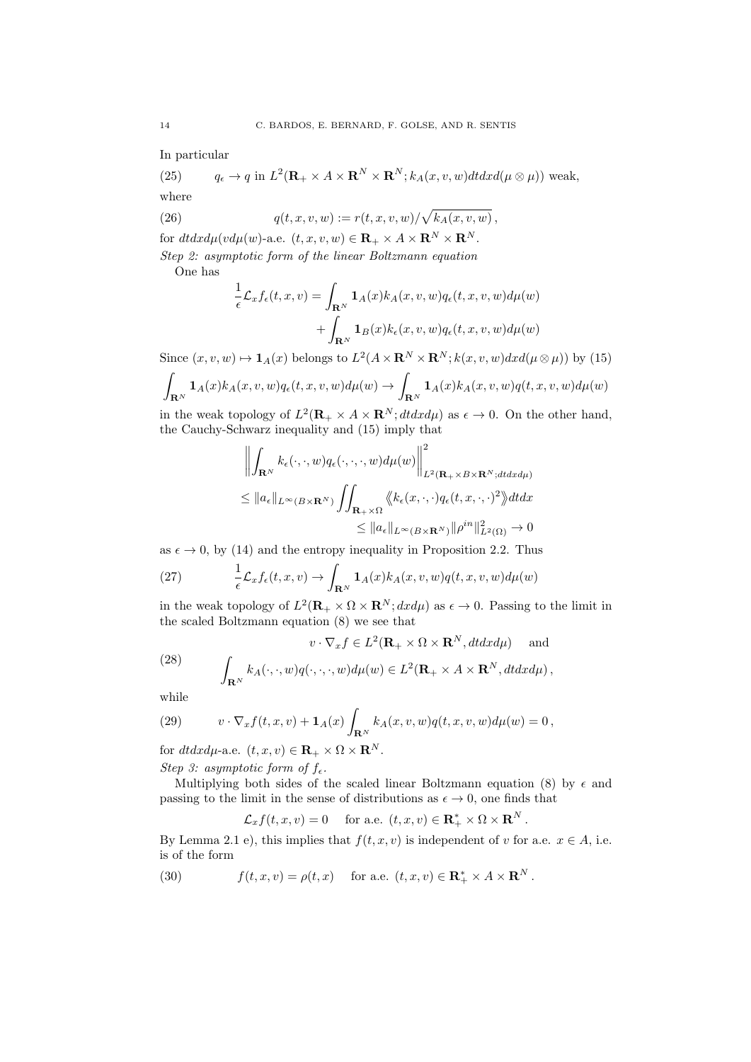In particular

$$q_\epsilon \to q \text{ in } L^2(\mathbf{R}_+ \times A \times \mathbf{R}^N \times \mathbf{R}^N; k_A(x,v,w)dtdxd(\mu\otimes\mu)) \text{ weak,} \tag{25}$$

where

$$q(t,x,v,w) := r(t,x,v,w)/\sqrt{k_A(x,v,w)}\,, \tag{26}$$

for $dtdxd\mu(vd\mu(w)$-a.e. $(t,x,v,w) \in \mathbf{R}_+ \times A \times \mathbf{R}^N \times \mathbf{R}^N$.

*Step 2: asymptotic form of the linear Boltzmann equation*

One has

$$\begin{aligned}\frac{1}{\epsilon}\mathcal{L}_x f_\epsilon(t,x,v) = &\int_{\mathbf{R}^N} \mathbf{1}_A(x)k_A(x,v,w)q_\epsilon(t,x,v,w)d\mu(w)\\ &+\int_{\mathbf{R}^N} \mathbf{1}_B(x)k_\epsilon(x,v,w)q_\epsilon(t,x,v,w)d\mu(w)\end{aligned}$$

Since $(x,v,w)\mapsto \mathbf{1}_A(x)$ belongs to $L^2(A\times\mathbf{R}^N\times\mathbf{R}^N; k(x,v,w)dxd(\mu\otimes\mu))$ by (15)

$$\int_{\mathbf{R}^N} \mathbf{1}_A(x)k_A(x,v,w)q_\epsilon(t,x,v,w)d\mu(w) \to \int_{\mathbf{R}^N} \mathbf{1}_A(x)k_A(x,v,w)q(t,x,v,w)d\mu(w)$$

in the weak topology of $L^2(\mathbf{R}_+\times A\times\mathbf{R}^N; dtdxd\mu)$ as $\epsilon\to 0$. On the other hand, the Cauchy-Schwarz inequality and (15) imply that

$$\begin{aligned}&\left\|\int_{\mathbf{R}^N} k_\epsilon(\cdot,\cdot,w)q_\epsilon(\cdot,\cdot,\cdot,w)d\mu(w)\right\|^2_{L^2(\mathbf{R}_+\times B\times\mathbf{R}^N; dtdxd\mu)}\\ &\le \|a_\epsilon\|_{L^\infty(B\times\mathbf{R}^N)}\iint_{\mathbf{R}_+\times\Omega}\langle\!\langle k_\epsilon(x,\cdot,\cdot)q_\epsilon(t,x,\cdot,\cdot)^2\rangle\!\rangle dtdx\\ &\qquad\qquad\le \|a_\epsilon\|_{L^\infty(B\times\mathbf{R}^N)}\|\rho^{in}\|^2_{L^2(\Omega)}\to 0\end{aligned}$$

as $\epsilon\to 0$, by (14) and the entropy inequality in Proposition 2.2. Thus

$$\frac{1}{\epsilon}\mathcal{L}_x f_\epsilon(t,x,v) \to \int_{\mathbf{R}^N} \mathbf{1}_A(x)k_A(x,v,w)q(t,x,v,w)d\mu(w) \tag{27}$$

in the weak topology of $L^2(\mathbf{R}_+\times\Omega\times\mathbf{R}^N; dxd\mu)$ as $\epsilon\to 0$. Passing to the limit in the scaled Boltzmann equation (8) we see that

$$\begin{aligned}&v\cdot\nabla_x f \in L^2(\mathbf{R}_+\times\Omega\times\mathbf{R}^N, dtdxd\mu) \quad\text{ and}\\ &\int_{\mathbf{R}^N} k_A(\cdot,\cdot,w)q(\cdot,\cdot,\cdot,w)d\mu(w) \in L^2(\mathbf{R}_+\times A\times\mathbf{R}^N, dtdxd\mu)\,,\end{aligned} \tag{28}$$

while

$$v\cdot\nabla_x f(t,x,v) + \mathbf{1}_A(x)\int_{\mathbf{R}^N} k_A(x,v,w)q(t,x,v,w)d\mu(w) = 0\,, \tag{29}$$

for $dtdxd\mu$-a.e. $(t,x,v)\in\mathbf{R}_+\times\Omega\times\mathbf{R}^N$.

*Step 3: asymptotic form of $f_\epsilon$.*

Multiplying both sides of the scaled linear Boltzmann equation (8) by $\epsilon$ and passing to the limit in the sense of distributions as $\epsilon\to 0$, one finds that

$$\mathcal{L}_x f(t,x,v) = 0 \quad \text{ for a.e. } (t,x,v)\in\mathbf{R}_+^*\times\Omega\times\mathbf{R}^N\,.$$

By Lemma 2.1 e), this implies that $f(t,x,v)$ is independent of $v$ for a.e. $x\in A$, i.e. is of the form

$$f(t,x,v) = \rho(t,x) \quad \text{ for a.e. } (t,x,v)\in\mathbf{R}_+^*\times A\times\mathbf{R}^N\,. \tag{30}$$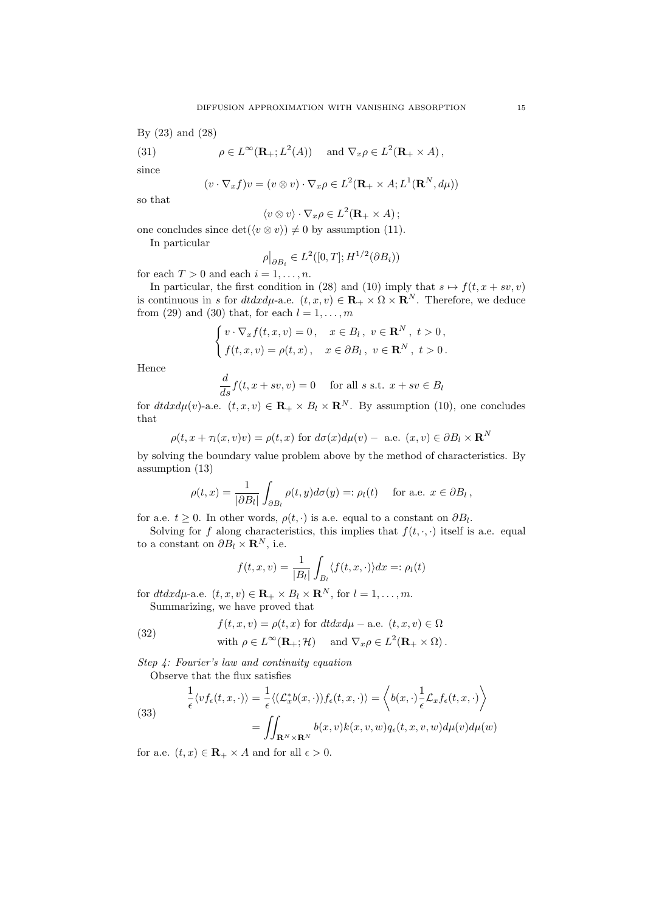By (23) and (28)

$$\rho \in L^\infty(\mathbf{R}_+; L^2(A)) \quad \text{and } \nabla_x \rho \in L^2(\mathbf{R}_+ \times A)\,, \tag{31}$$

since

$$(v \cdot \nabla_x f)v = (v \otimes v) \cdot \nabla_x \rho \in L^2(\mathbf{R}_+ \times A; L^1(\mathbf{R}^N, d\mu))$$

so that

$$\langle v \otimes v \rangle \cdot \nabla_x \rho \in L^2(\mathbf{R}_+ \times A)\,;$$

one concludes since $\det(\langle v \otimes v \rangle) \neq 0$ by assumption (11).

In particular

$$\rho\big|_{\partial B_i} \in L^2([0,T]; H^{1/2}(\partial B_i))$$

for each $T > 0$ and each $i = 1, \ldots, n$.

In particular, the first condition in (28) and (10) imply that $s \mapsto f(t, x + sv, v)$ is continuous in $s$ for $dtdxd\mu$-a.e. $(t, x, v) \in \mathbf{R}_+ \times \Omega \times \mathbf{R}^N$. Therefore, we deduce from (29) and (30) that, for each $l = 1, \ldots, m$

$$\begin{cases} v \cdot \nabla_x f(t,x,v) = 0\,, & x \in B_l\,,\ v \in \mathbf{R}^N\,,\ t > 0\,, \\ f(t,x,v) = \rho(t,x)\,, & x \in \partial B_l\,,\ v \in \mathbf{R}^N\,,\ t > 0\,. \end{cases}$$

Hence

$$\frac{d}{ds} f(t, x + sv, v) = 0 \quad \text{ for all } s \text{ s.t. } x + sv \in B_l$$

for $dtdxd\mu(v)$-a.e. $(t, x, v) \in \mathbf{R}_+ \times B_l \times \mathbf{R}^N$. By assumption (10), one concludes that

$$\rho(t, x + \tau_l(x,v)v) = \rho(t,x) \text{ for } d\sigma(x)d\mu(v) - \text{ a.e. } (x,v) \in \partial B_l \times \mathbf{R}^N$$

by solving the boundary value problem above by the method of characteristics. By assumption (13)

$$\rho(t,x) = \frac{1}{|\partial B_l|} \int_{\partial B_l} \rho(t,y) d\sigma(y) =: \rho_l(t) \quad \text{ for a.e. } x \in \partial B_l\,,$$

for a.e. $t \geq 0$. In other words, $\rho(t, \cdot)$ is a.e. equal to a constant on $\partial B_l$.

Solving for $f$ along characteristics, this implies that $f(t, \cdot, \cdot)$ itself is a.e. equal to a constant on $\partial B_l \times \mathbf{R}^N$, i.e.

$$f(t,x,v) = \frac{1}{|B_l|} \int_{B_l} \langle f(t,x,\cdot) \rangle dx =: \rho_l(t)$$

for $dtdxd\mu$-a.e. $(t,x,v) \in \mathbf{R}_+ \times B_l \times \mathbf{R}^N$, for $l = 1, \ldots, m$.

Summarizing, we have proved that

$$\begin{aligned} &f(t,x,v) = \rho(t,x) \text{ for } dtdxd\mu - \text{ a.e. } (t,x,v) \in \Omega \\ &\text{with } \rho \in L^\infty(\mathbf{R}_+; \mathcal{H}) \quad \text{ and } \nabla_x \rho \in L^2(\mathbf{R}_+ \times \Omega)\,. \end{aligned} \tag{32}$$

*Step 4: Fourier's law and continuity equation*

Observe that the flux satisfies

$$\begin{aligned} \frac{1}{\epsilon} \langle v f_\epsilon(t,x,\cdot) \rangle &= \frac{1}{\epsilon} \langle (\mathcal{L}_x^* b(x,\cdot)) f_\epsilon(t,x,\cdot) \rangle = \left\langle b(x,\cdot) \frac{1}{\epsilon} \mathcal{L}_x f_\epsilon(t,x,\cdot) \right\rangle \\ &= \iint_{\mathbf{R}^N \times \mathbf{R}^N} b(x,v) k(x,v,w) q_\epsilon(t,x,v,w) d\mu(v) d\mu(w) \end{aligned} \tag{33}$$

for a.e. $(t,x) \in \mathbf{R}_+ \times A$ and for all $\epsilon > 0$.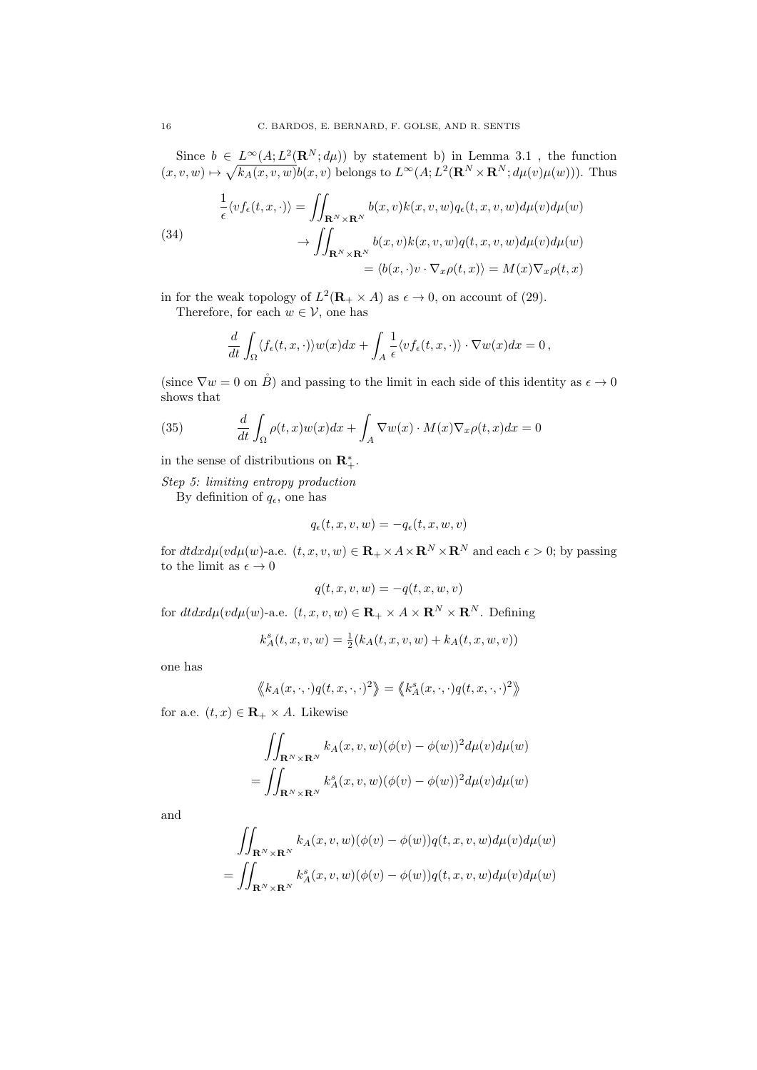Since $b \in L^\infty(A; L^2(\mathbf{R}^N; d\mu))$ by statement b) in Lemma 3.1 , the function $(x, v, w) \mapsto \sqrt{k_A(x, v, w)}b(x, v)$ belongs to $L^\infty(A; L^2(\mathbf{R}^N \times \mathbf{R}^N; d\mu(v)\mu(w)))$. Thus

$$
\begin{aligned}
\frac{1}{\epsilon}\langle v f_\epsilon(t, x, \cdot)\rangle &= \iint_{\mathbf{R}^N \times \mathbf{R}^N} b(x, v)k(x, v, w)q_\epsilon(t, x, v, w)d\mu(v)d\mu(w) \\
&\to \iint_{\mathbf{R}^N \times \mathbf{R}^N} b(x, v)k(x, v, w)q(t, x, v, w)d\mu(v)d\mu(w) \\
&= \langle b(x, \cdot)v \cdot \nabla_x \rho(t, x)\rangle = M(x)\nabla_x \rho(t, x)
\end{aligned}
\tag{34}
$$

in for the weak topology of $L^2(\mathbf{R}_+ \times A)$ as $\epsilon \to 0$, on account of (29).

Therefore, for each $w \in \mathcal{V}$, one has

$$
\frac{d}{dt}\int_\Omega \langle f_\epsilon(t, x, \cdot)\rangle w(x)dx + \int_A \frac{1}{\epsilon}\langle v f_\epsilon(t, x, \cdot)\rangle \cdot \nabla w(x)dx = 0\,,
$$

(since $\nabla w = 0$ on $\mathring{B}$) and passing to the limit in each side of this identity as $\epsilon \to 0$ shows that

$$
\frac{d}{dt}\int_\Omega \rho(t, x)w(x)dx + \int_A \nabla w(x) \cdot M(x)\nabla_x \rho(t, x)dx = 0
\tag{35}
$$

in the sense of distributions on $\mathbf{R}_+^*$.

*Step 5: limiting entropy production*

By definition of $q_\epsilon$, one has

$$
q_\epsilon(t, x, v, w) = -q_\epsilon(t, x, w, v)
$$

for $dtdxd\mu(vd\mu(w)$-a.e. $(t, x, v, w) \in \mathbf{R}_+ \times A \times \mathbf{R}^N \times \mathbf{R}^N$ and each $\epsilon > 0$; by passing to the limit as $\epsilon \to 0$

$$
q(t, x, v, w) = -q(t, x, w, v)
$$

for $dtdxd\mu(vd\mu(w)$-a.e. $(t, x, v, w) \in \mathbf{R}_+ \times A \times \mathbf{R}^N \times \mathbf{R}^N$. Defining

$$
k_A^s(t, x, v, w) = \tfrac{1}{2}(k_A(t, x, v, w) + k_A(t, x, w, v))
$$

one has

$$
\left\langle\!\left\langle k_A(x, \cdot, \cdot)q(t, x, \cdot, \cdot)^2 \right\rangle\!\right\rangle = \left\langle\!\left\langle k_A^s(x, \cdot, \cdot)q(t, x, \cdot, \cdot)^2 \right\rangle\!\right\rangle
$$

for a.e. $(t, x) \in \mathbf{R}_+ \times A$. Likewise

$$
\begin{aligned}
&\iint_{\mathbf{R}^N \times \mathbf{R}^N} k_A(x, v, w)(\phi(v) - \phi(w))^2 d\mu(v)d\mu(w) \\
&= \iint_{\mathbf{R}^N \times \mathbf{R}^N} k_A^s(x, v, w)(\phi(v) - \phi(w))^2 d\mu(v)d\mu(w)
\end{aligned}
$$

and

$$
\begin{aligned}
&\iint_{\mathbf{R}^N \times \mathbf{R}^N} k_A(x, v, w)(\phi(v) - \phi(w))q(t, x, v, w)d\mu(v)d\mu(w) \\
&= \iint_{\mathbf{R}^N \times \mathbf{R}^N} k_A^s(x, v, w)(\phi(v) - \phi(w))q(t, x, v, w)d\mu(v)d\mu(w)
\end{aligned}
$$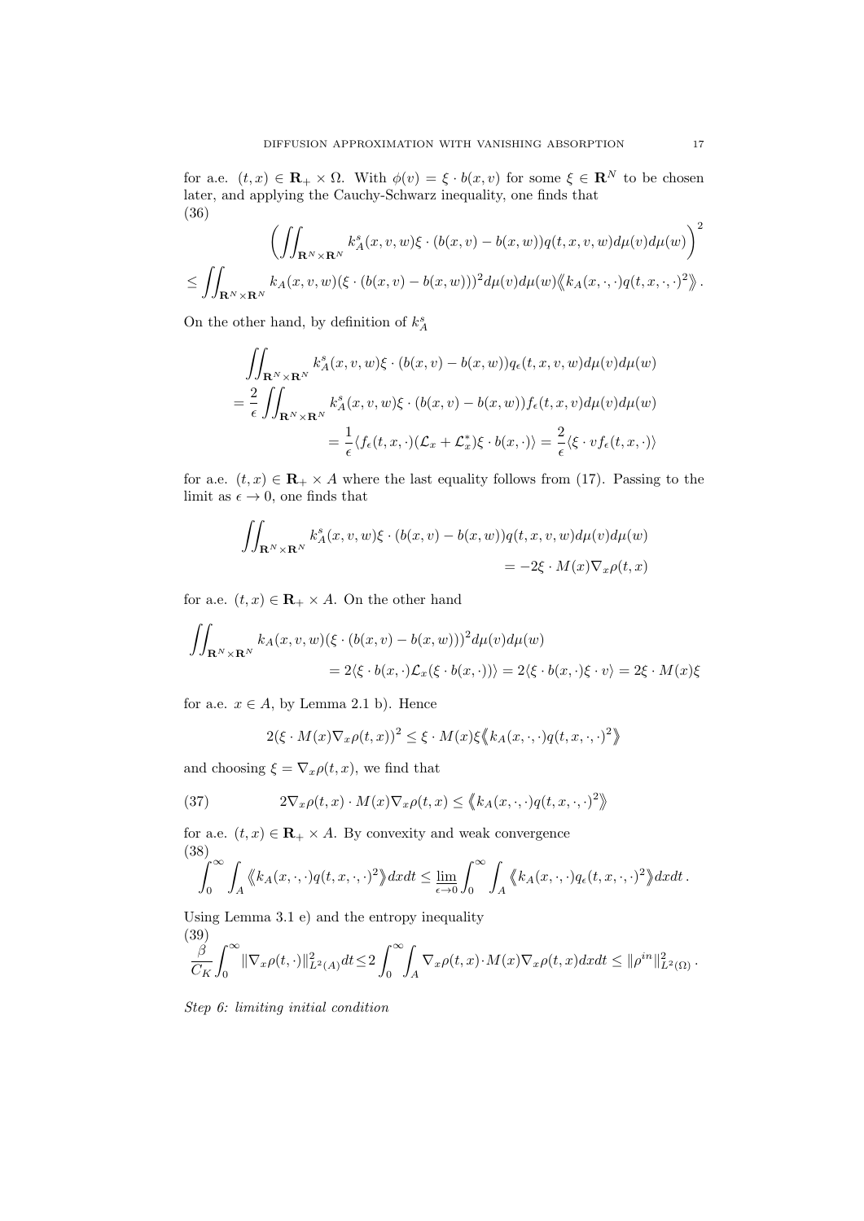for a.e. $(t,x) \in \mathbf{R}_+ \times \Omega$. With $\phi(v) = \xi \cdot b(x,v)$ for some $\xi \in \mathbf{R}^N$ to be chosen later, and applying the Cauchy-Schwarz inequality, one finds that

$$
\left( \iint_{\mathbf{R}^N \times \mathbf{R}^N} k_A^s(x,v,w) \xi \cdot (b(x,v) - b(x,w)) q(t,x,v,w) d\mu(v) d\mu(w) \right)^2
$$
$$
\leq \iint_{\mathbf{R}^N \times \mathbf{R}^N} k_A(x,v,w)(\xi \cdot (b(x,v) - b(x,w)))^2 d\mu(v) d\mu(w) \langle\!\langle k_A(x,\cdot,\cdot) q(t,x,\cdot,\cdot)^2 \rangle\!\rangle . \tag{36}
$$

On the other hand, by definition of $k_A^s$

$$
\begin{aligned}
&\iint_{\mathbf{R}^N \times \mathbf{R}^N} k_A^s(x,v,w) \xi \cdot (b(x,v) - b(x,w)) q_\epsilon(t,x,v,w) d\mu(v) d\mu(w) \\
&= \frac{2}{\epsilon} \iint_{\mathbf{R}^N \times \mathbf{R}^N} k_A^s(x,v,w) \xi \cdot (b(x,v) - b(x,w)) f_\epsilon(t,x,v) d\mu(v) d\mu(w) \\
&\qquad = \frac{1}{\epsilon} \langle f_\epsilon(t,x,\cdot)(\mathcal{L}_x + \mathcal{L}_x^*) \xi \cdot b(x,\cdot) \rangle = \frac{2}{\epsilon} \langle \xi \cdot v f_\epsilon(t,x,\cdot) \rangle
\end{aligned}
$$

for a.e. $(t,x) \in \mathbf{R}_+ \times A$ where the last equality follows from (17). Passing to the limit as $\epsilon \to 0$, one finds that

$$
\begin{aligned}
\iint_{\mathbf{R}^N \times \mathbf{R}^N} k_A^s(x,v,w) \xi \cdot (b(x,v) - b(x,w)) q(t,x,v,w) d\mu(v) d\mu(w) \\
= -2 \xi \cdot M(x) \nabla_x \rho(t,x)
\end{aligned}
$$

for a.e. $(t,x) \in \mathbf{R}_+ \times A$. On the other hand

$$
\begin{aligned}
\iint_{\mathbf{R}^N \times \mathbf{R}^N} k_A(x,v,w)(\xi \cdot (b(x,v) - b(x,w)))^2 d\mu(v) d\mu(w) \\
= 2 \langle \xi \cdot b(x,\cdot) \mathcal{L}_x(\xi \cdot b(x,\cdot)) \rangle = 2 \langle \xi \cdot b(x,\cdot) \xi \cdot v \rangle = 2 \xi \cdot M(x) \xi
\end{aligned}
$$

for a.e. $x \in A$, by Lemma 2.1 b). Hence

$$
2(\xi \cdot M(x) \nabla_x \rho(t,x))^2 \leq \xi \cdot M(x) \xi \langle\!\langle k_A(x,\cdot,\cdot) q(t,x,\cdot,\cdot)^2 \rangle\!\rangle
$$

and choosing $\xi = \nabla_x \rho(t,x)$, we find that

$$
2 \nabla_x \rho(t,x) \cdot M(x) \nabla_x \rho(t,x) \leq \langle\!\langle k_A(x,\cdot,\cdot) q(t,x,\cdot,\cdot)^2 \rangle\!\rangle \tag{37}
$$

for a.e. $(t,x) \in \mathbf{R}_+ \times A$. By convexity and weak convergence

$$
\int_0^\infty \int_A \langle\!\langle k_A(x,\cdot,\cdot) q(t,x,\cdot,\cdot)^2 \rangle\!\rangle dx dt \leq \varliminf_{\epsilon \to 0} \int_0^\infty \int_A \langle\!\langle k_A(x,\cdot,\cdot) q_\epsilon(t,x,\cdot,\cdot)^2 \rangle\!\rangle dx dt . \tag{38}
$$

Using Lemma 3.1 e) and the entropy inequality

$$
\frac{\beta}{C_K} \int_0^\infty \| \nabla_x \rho(t,\cdot) \|_{L^2(A)}^2 dt \leq 2 \int_0^\infty \int_A \nabla_x \rho(t,x) \cdot M(x) \nabla_x \rho(t,x) dx dt \leq \| \rho^{in} \|_{L^2(\Omega)}^2 . \tag{39}
$$

*Step 6: limiting initial condition*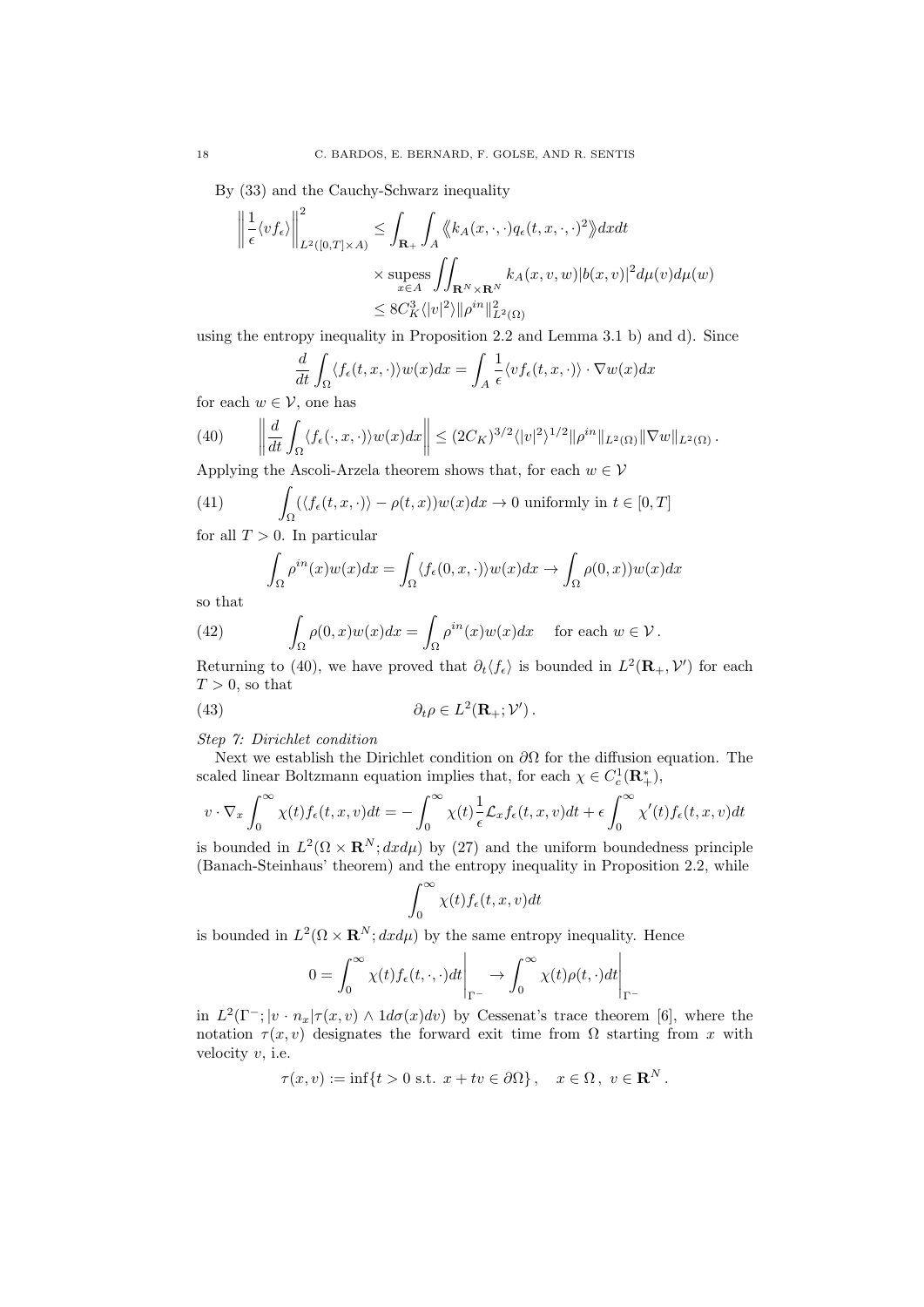By (33) and the Cauchy-Schwarz inequality

$$
\begin{aligned}
\left\| \frac{1}{\epsilon} \langle v f_\epsilon \rangle \right\|^2_{L^2([0,T]\times A)} &\leq \int_{\mathbf{R}_+} \int_A \langle\!\langle k_A(x,\cdot,\cdot) q_\epsilon(t,x,\cdot,\cdot)^2 \rangle\!\rangle dx dt \\
&\quad \times \operatorname*{supess}_{x\in A} \iint_{\mathbf{R}^N \times \mathbf{R}^N} k_A(x,v,w) |b(x,v)|^2 d\mu(v) d\mu(w) \\
&\leq 8 C_K^3 \langle |v|^2 \rangle \|\rho^{in}\|^2_{L^2(\Omega)}
\end{aligned}
$$

using the entropy inequality in Proposition 2.2 and Lemma 3.1 b) and d). Since

$$
\frac{d}{dt} \int_\Omega \langle f_\epsilon(t,x,\cdot)\rangle w(x) dx = \int_A \frac{1}{\epsilon} \langle v f_\epsilon(t,x,\cdot)\rangle \cdot \nabla w(x) dx
$$

for each $w \in \mathcal{V}$, one has

$$
\left\| \frac{d}{dt} \int_\Omega \langle f_\epsilon(\cdot,x,\cdot)\rangle w(x) dx \right\| \leq (2C_K)^{3/2} \langle |v|^2\rangle^{1/2} \|\rho^{in}\|_{L^2(\Omega)} \|\nabla w\|_{L^2(\Omega)} . \tag{40}
$$

Applying the Ascoli-Arzela theorem shows that, for each $w \in \mathcal{V}$

$$
\int_\Omega (\langle f_\epsilon(t,x,\cdot)\rangle - \rho(t,x)) w(x) dx \to 0 \text{ uniformly in } t \in [0,T] \tag{41}
$$

for all $T > 0$. In particular

$$
\int_\Omega \rho^{in}(x) w(x) dx = \int_\Omega \langle f_\epsilon(0,x,\cdot)\rangle w(x) dx \to \int_\Omega \rho(0,x)) w(x) dx
$$

so that

$$
\int_\Omega \rho(0,x) w(x) dx = \int_\Omega \rho^{in}(x) w(x) dx \quad \text{ for each } w \in \mathcal{V} . \tag{42}
$$

Returning to (40), we have proved that $\partial_t \langle f_\epsilon \rangle$ is bounded in $L^2(\mathbf{R}_+, \mathcal{V}')$ for each $T > 0$, so that

$$
\partial_t \rho \in L^2(\mathbf{R}_+; \mathcal{V}') . \tag{43}
$$

*Step 7: Dirichlet condition*

Next we establish the Dirichlet condition on $\partial\Omega$ for the diffusion equation. The scaled linear Boltzmann equation implies that, for each $\chi \in C^1_c(\mathbf{R}^*_+)$,

$$
v \cdot \nabla_x \int_0^\infty \chi(t) f_\epsilon(t,x,v) dt = -\int_0^\infty \chi(t) \frac{1}{\epsilon} \mathcal{L}_x f_\epsilon(t,x,v) dt + \epsilon \int_0^\infty \chi'(t) f_\epsilon(t,x,v) dt
$$

is bounded in $L^2(\Omega \times \mathbf{R}^N; dx d\mu)$ by (27) and the uniform boundedness principle (Banach-Steinhaus' theorem) and the entropy inequality in Proposition 2.2, while

$$
\int_0^\infty \chi(t) f_\epsilon(t,x,v) dt
$$

is bounded in $L^2(\Omega \times \mathbf{R}^N; dx d\mu)$ by the same entropy inequality. Hence

$$
0 = \int_0^\infty \chi(t) f_\epsilon(t,\cdot,\cdot) dt \bigg|_{\Gamma^-} \to \int_0^\infty \chi(t) \rho(t,\cdot) dt \bigg|_{\Gamma^-}
$$

in $L^2(\Gamma^-; |v \cdot n_x| \tau(x,v) \wedge 1 d\sigma(x) dv)$ by Cessenat's trace theorem [6], where the notation $\tau(x,v)$ designates the forward exit time from $\Omega$ starting from $x$ with velocity $v$, i.e.

$$
\tau(x,v) := \inf\{t > 0 \text{ s.t. } x + tv \in \partial\Omega\} , \quad x \in \Omega , \ v \in \mathbf{R}^N .
$$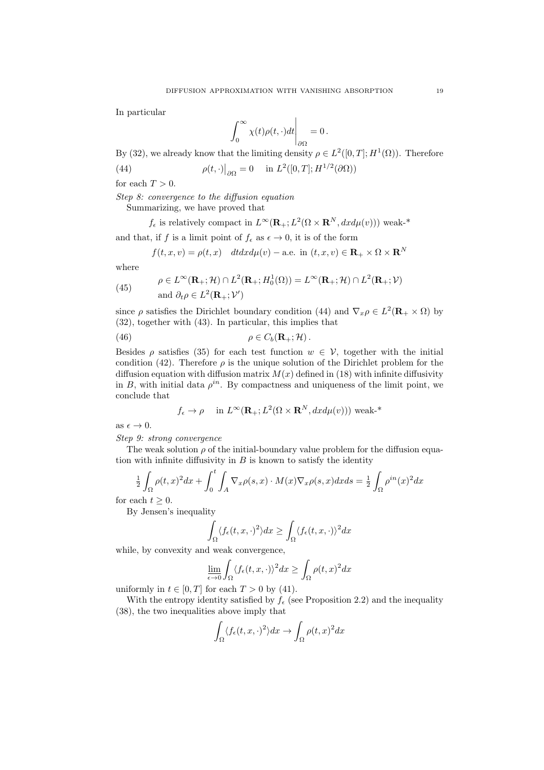In particular

$$\int_0^\infty \chi(t)\rho(t,\cdot)dt\bigg|_{\partial\Omega} = 0\,.$$

By (32), we already know that the limiting density $\rho \in L^2([0,T]; H^1(\Omega))$. Therefore

$$\rho(t,\cdot)\big|_{\partial\Omega} = 0 \quad \text{ in } L^2([0,T]; H^{1/2}(\partial\Omega)) \tag{44}$$

for each $T > 0$.

*Step 8: convergence to the diffusion equation*

Summarizing, we have proved that

$$f_\epsilon \text{ is relatively compact in } L^\infty(\mathbf{R}_+; L^2(\Omega \times \mathbf{R}^N, dxd\mu(v))) \text{ weak-*}$$

and that, if $f$ is a limit point of $f_\epsilon$ as $\epsilon \to 0$, it is of the form

$$f(t,x,v) = \rho(t,x) \quad dtdxd\mu(v) - \text{a.e. in } (t,x,v) \in \mathbf{R}_+ \times \Omega \times \mathbf{R}^N$$

where

$$\begin{aligned} &\rho \in L^\infty(\mathbf{R}_+; \mathcal{H}) \cap L^2(\mathbf{R}_+; H^1_0(\Omega)) = L^\infty(\mathbf{R}_+; \mathcal{H}) \cap L^2(\mathbf{R}_+; \mathcal{V}) \\ &\text{and } \partial_t \rho \in L^2(\mathbf{R}_+; \mathcal{V}') \end{aligned} \tag{45}$$

since $\rho$ satisfies the Dirichlet boundary condition (44) and $\nabla_x \rho \in L^2(\mathbf{R}_+ \times \Omega)$ by (32), together with (43). In particular, this implies that

$$\rho \in C_b(\mathbf{R}_+; \mathcal{H})\,. \tag{46}$$

Besides $\rho$ satisfies (35) for each test function $w \in \mathcal{V}$, together with the initial condition (42). Therefore $\rho$ is the unique solution of the Dirichlet problem for the diffusion equation with diffusion matrix $M(x)$ defined in (18) with infinite diffusivity in $B$, with initial data $\rho^{in}$. By compactness and uniqueness of the limit point, we conclude that

$$f_\epsilon \to \rho \quad \text{ in } L^\infty(\mathbf{R}_+; L^2(\Omega \times \mathbf{R}^N, dxd\mu(v))) \text{ weak-*}$$

as $\epsilon \to 0$.

*Step 9: strong convergence*

The weak solution $\rho$ of the initial-boundary value problem for the diffusion equation with infinite diffusivity in $B$ is known to satisfy the identity

$$\tfrac{1}{2}\int_\Omega \rho(t,x)^2 dx + \int_0^t \int_A \nabla_x \rho(s,x) \cdot M(x) \nabla_x \rho(s,x) dx ds = \tfrac{1}{2}\int_\Omega \rho^{in}(x)^2 dx$$

for each $t \geq 0$.

By Jensen's inequality

$$\int_\Omega \langle f_\epsilon(t,x,\cdot)^2 \rangle dx \geq \int_\Omega \langle f_\epsilon(t,x,\cdot) \rangle^2 dx$$

while, by convexity and weak convergence,

$$\varliminf_{\epsilon \to 0} \int_\Omega \langle f_\epsilon(t,x,\cdot) \rangle^2 dx \geq \int_\Omega \rho(t,x)^2 dx$$

uniformly in $t \in [0,T]$ for each $T > 0$ by (41).

With the entropy identity satisfied by $f_\epsilon$ (see Proposition 2.2) and the inequality (38), the two inequalities above imply that

$$\int_\Omega \langle f_\epsilon(t,x,\cdot)^2 \rangle dx \to \int_\Omega \rho(t,x)^2 dx$$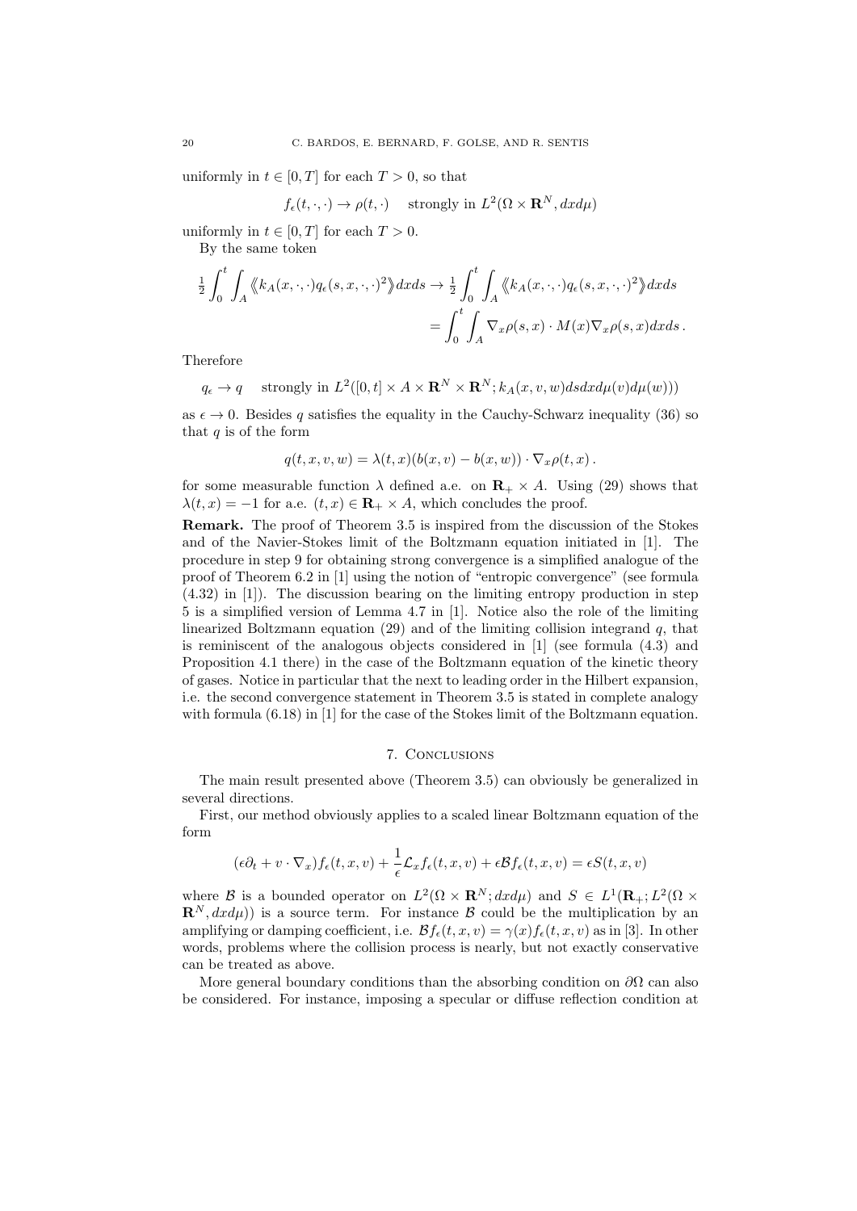uniformly in $t \in [0, T]$ for each $T > 0$, so that

$$f_\epsilon(t, \cdot, \cdot) \to \rho(t, \cdot) \quad \text{strongly in } L^2(\Omega \times \mathbf{R}^N, dxd\mu)$$

uniformly in $t \in [0, T]$ for each $T > 0$.

By the same token

$$\tfrac{1}{2} \int_0^t \int_A \left\langle\!\left\langle k_A(x, \cdot, \cdot) q_\epsilon(s, x, \cdot, \cdot)^2 \right\rangle\!\right\rangle dxds \to \tfrac{1}{2} \int_0^t \int_A \left\langle\!\left\langle k_A(x, \cdot, \cdot) q_\epsilon(s, x, \cdot, \cdot)^2 \right\rangle\!\right\rangle dxds$$
$$= \int_0^t \int_A \nabla_x \rho(s, x) \cdot M(x) \nabla_x \rho(s, x) dxds \,.$$

Therefore

$$q_\epsilon \to q \quad \text{strongly in } L^2([0, t] \times A \times \mathbf{R}^N \times \mathbf{R}^N; k_A(x, v, w) dsdxd\mu(v) d\mu(w)))$$

as $\epsilon \to 0$. Besides $q$ satisfies the equality in the Cauchy-Schwarz inequality (36) so that $q$ is of the form

$$q(t, x, v, w) = \lambda(t, x)(b(x, v) - b(x, w)) \cdot \nabla_x \rho(t, x) \,.$$

for some measurable function $\lambda$ defined a.e. on $\mathbf{R}_+ \times A$. Using (29) shows that $\lambda(t, x) = -1$ for a.e. $(t, x) \in \mathbf{R}_+ \times A$, which concludes the proof.

**Remark.** The proof of Theorem 3.5 is inspired from the discussion of the Stokes and of the Navier-Stokes limit of the Boltzmann equation initiated in [1]. The procedure in step 9 for obtaining strong convergence is a simplified analogue of the proof of Theorem 6.2 in [1] using the notion of "entropic convergence" (see formula (4.32) in [1]). The discussion bearing on the limiting entropy production in step 5 is a simplified version of Lemma 4.7 in [1]. Notice also the role of the limiting linearized Boltzmann equation (29) and of the limiting collision integrand $q$, that is reminiscent of the analogous objects considered in [1] (see formula (4.3) and Proposition 4.1 there) in the case of the Boltzmann equation of the kinetic theory of gases. Notice in particular that the next to leading order in the Hilbert expansion, i.e. the second convergence statement in Theorem 3.5 is stated in complete analogy with formula (6.18) in [1] for the case of the Stokes limit of the Boltzmann equation.

## 7. Conclusions

The main result presented above (Theorem 3.5) can obviously be generalized in several directions.

First, our method obviously applies to a scaled linear Boltzmann equation of the form

$$(\epsilon \partial_t + v \cdot \nabla_x) f_\epsilon(t, x, v) + \frac{1}{\epsilon} \mathcal{L}_x f_\epsilon(t, x, v) + \epsilon \mathcal{B} f_\epsilon(t, x, v) = \epsilon S(t, x, v)$$

where $\mathcal{B}$ is a bounded operator on $L^2(\Omega \times \mathbf{R}^N; dxd\mu)$ and $S \in L^1(\mathbf{R}_+; L^2(\Omega \times \mathbf{R}^N, dxd\mu))$ is a source term. For instance $\mathcal{B}$ could be the multiplication by an amplifying or damping coefficient, i.e. $\mathcal{B} f_\epsilon(t, x, v) = \gamma(x) f_\epsilon(t, x, v)$ as in [3]. In other words, problems where the collision process is nearly, but not exactly conservative can be treated as above.

More general boundary conditions than the absorbing condition on $\partial\Omega$ can also be considered. For instance, imposing a specular or diffuse reflection condition at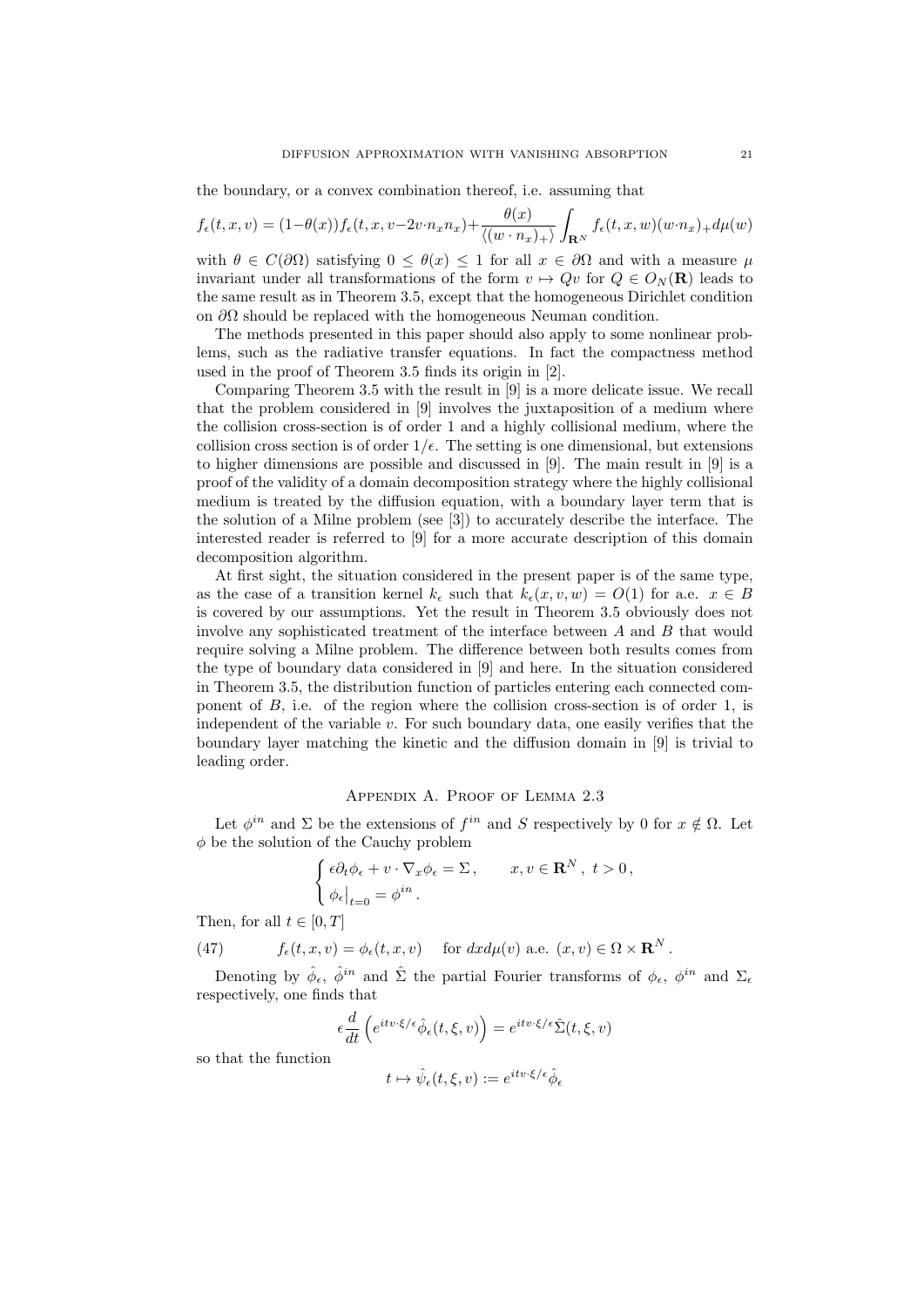the boundary, or a convex combination thereof, i.e. assuming that

$$f_\epsilon(t,x,v) = (1-\theta(x))f_\epsilon(t,x,v-2v\cdot n_x n_x)+\frac{\theta(x)}{\langle (w\cdot n_x)_+\rangle}\int_{\mathbf{R}^N} f_\epsilon(t,x,w)(w\cdot n_x)_+ d\mu(w)$$

with $\theta \in C(\partial\Omega)$ satisfying $0 \leq \theta(x) \leq 1$ for all $x \in \partial\Omega$ and with a measure $\mu$ invariant under all transformations of the form $v \mapsto Qv$ for $Q \in O_N(\mathbf{R})$ leads to the same result as in Theorem 3.5, except that the homogeneous Dirichlet condition on $\partial\Omega$ should be replaced with the homogeneous Neuman condition.

The methods presented in this paper should also apply to some nonlinear problems, such as the radiative transfer equations. In fact the compactness method used in the proof of Theorem 3.5 finds its origin in [2].

Comparing Theorem 3.5 with the result in [9] is a more delicate issue. We recall that the problem considered in [9] involves the juxtaposition of a medium where the collision cross-section is of order 1 and a highly collisional medium, where the collision cross section is of order $1/\epsilon$. The setting is one dimensional, but extensions to higher dimensions are possible and discussed in [9]. The main result in [9] is a proof of the validity of a domain decomposition strategy where the highly collisional medium is treated by the diffusion equation, with a boundary layer term that is the solution of a Milne problem (see [3]) to accurately describe the interface. The interested reader is referred to [9] for a more accurate description of this domain decomposition algorithm.

At first sight, the situation considered in the present paper is of the same type, as the case of a transition kernel $k_\epsilon$ such that $k_\epsilon(x,v,w) = O(1)$ for a.e. $x \in B$ is covered by our assumptions. Yet the result in Theorem 3.5 obviously does not involve any sophisticated treatment of the interface between $A$ and $B$ that would require solving a Milne problem. The difference between both results comes from the type of boundary data considered in [9] and here. In the situation considered in Theorem 3.5, the distribution function of particles entering each connected component of $B$, i.e. of the region where the collision cross-section is of order 1, is independent of the variable $v$. For such boundary data, one easily verifies that the boundary layer matching the kinetic and the diffusion domain in [9] is trivial to leading order.

## Appendix A. Proof of Lemma 2.3

Let $\phi^{in}$ and $\Sigma$ be the extensions of $f^{in}$ and $S$ respectively by 0 for $x \notin \Omega$. Let $\phi$ be the solution of the Cauchy problem

$$\begin{cases} \epsilon\partial_t\phi_\epsilon + v\cdot\nabla_x\phi_\epsilon = \Sigma\,, & x,v\in\mathbf{R}^N\,,\ t>0\,,\\ \phi_\epsilon\big|_{t=0} = \phi^{in}\,. \end{cases}$$

Then, for all $t \in [0,T]$

$$f_\epsilon(t,x,v) = \phi_\epsilon(t,x,v) \quad \text{for } dxd\mu(v) \text{ a.e. } (x,v)\in\Omega\times\mathbf{R}^N\,. \tag{47}$$

Denoting by $\hat{\phi}_\epsilon$, $\hat{\phi}^{in}$ and $\hat{\Sigma}$ the partial Fourier transforms of $\phi_\epsilon$, $\phi^{in}$ and $\Sigma_\epsilon$ respectively, one finds that

$$\epsilon\frac{d}{dt}\left(e^{itv\cdot\xi/\epsilon}\hat{\phi}_\epsilon(t,\xi,v)\right) = e^{itv\cdot\xi/\epsilon}\hat{\Sigma}(t,\xi,v)$$

so that the function

$$t\mapsto\hat{\psi}_\epsilon(t,\xi,v) := e^{itv\cdot\xi/\epsilon}\hat{\phi}_\epsilon$$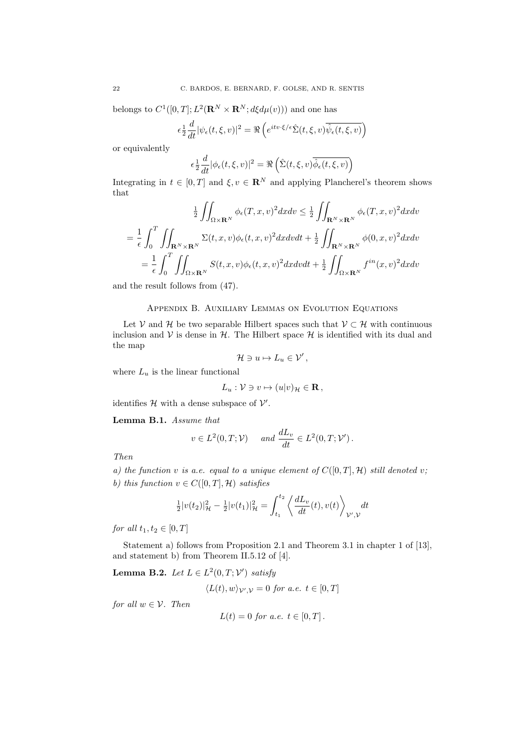belongs to $C^1([0,T];L^2(\mathbf{R}^N\times\mathbf{R}^N;d\xi d\mu(v)))$ and one has

$$\epsilon\tfrac{1}{2}\frac{d}{dt}|\psi_\epsilon(t,\xi,v)|^2=\Re\left(e^{itv\cdot\xi/\epsilon}\hat{\Sigma}(t,\xi,v)\overline{\hat{\psi}_\epsilon(t,\xi,v)}\right)$$

or equivalently

$$\epsilon\tfrac{1}{2}\frac{d}{dt}|\phi_\epsilon(t,\xi,v)|^2=\Re\left(\hat{\Sigma}(t,\xi,v)\overline{\hat{\phi}_\epsilon(t,\xi,v)}\right)$$

Integrating in $t\in[0,T]$ and $\xi,v\in\mathbf{R}^N$ and applying Plancherel's theorem shows that

$$\begin{aligned}
\tfrac{1}{2}\iint_{\Omega\times\mathbf{R}^N}\phi_\epsilon(T,x,v)^2dxdv &\le \tfrac{1}{2}\iint_{\mathbf{R}^N\times\mathbf{R}^N}\phi_\epsilon(T,x,v)^2dxdv\\
=\frac{1}{\epsilon}\int_0^T\iint_{\mathbf{R}^N\times\mathbf{R}^N}&\Sigma(t,x,v)\phi_\epsilon(t,x,v)^2dxdvdt+\tfrac{1}{2}\iint_{\mathbf{R}^N\times\mathbf{R}^N}\phi(0,x,v)^2dxdv\\
=\frac{1}{\epsilon}\int_0^T\iint_{\Omega\times\mathbf{R}^N}&S(t,x,v)\phi_\epsilon(t,x,v)^2dxdvdt+\tfrac{1}{2}\iint_{\Omega\times\mathbf{R}^N}f^{in}(x,v)^2dxdv
\end{aligned}$$

and the result follows from (47).

## Appendix B. Auxiliary Lemmas on Evolution Equations

Let $\mathcal{V}$ and $\mathcal{H}$ be two separable Hilbert spaces such that $\mathcal{V}\subset\mathcal{H}$ with continuous inclusion and $\mathcal{V}$ is dense in $\mathcal{H}$. The Hilbert space $\mathcal{H}$ is identified with its dual and the map

$$\mathcal{H}\ni u\mapsto L_u\in\mathcal{V}',$$

where $L_u$ is the linear functional

$$L_u:\mathcal{V}\ni v\mapsto(u|v)_{\mathcal{H}}\in\mathbf{R},$$

identifies $\mathcal{H}$ with a dense subspace of $\mathcal{V}'$.

**Lemma B.1.** *Assume that*

$$v\in L^2(0,T;\mathcal{V})\quad\text{ and }\frac{dL_v}{dt}\in L^2(0,T;\mathcal{V}').$$

*Then*

*a) the function $v$ is a.e. equal to a unique element of $C([0,T],\mathcal{H})$ still denoted $v$;*
*b) this function $v\in C([0,T],\mathcal{H})$ satisfies*

$$\tfrac{1}{2}|v(t_2)|^2_{\mathcal{H}}-\tfrac{1}{2}|v(t_1)|^2_{\mathcal{H}}=\int_{t_1}^{t_2}\left\langle\frac{dL_v}{dt}(t),v(t)\right\rangle_{\mathcal{V}',\mathcal{V}}dt$$

*for all $t_1,t_2\in[0,T]$*

Statement a) follows from Proposition 2.1 and Theorem 3.1 in chapter 1 of [13], and statement b) from Theorem II.5.12 of [4].

**Lemma B.2.** *Let $L\in L^2(0,T;\mathcal{V}')$ satisfy*

$$\langle L(t),w\rangle_{\mathcal{V}',\mathcal{V}}=0\text{ for a.e. }t\in[0,T]$$

*for all $w\in\mathcal{V}$. Then*

$$L(t)=0\text{ for a.e. }t\in[0,T].$$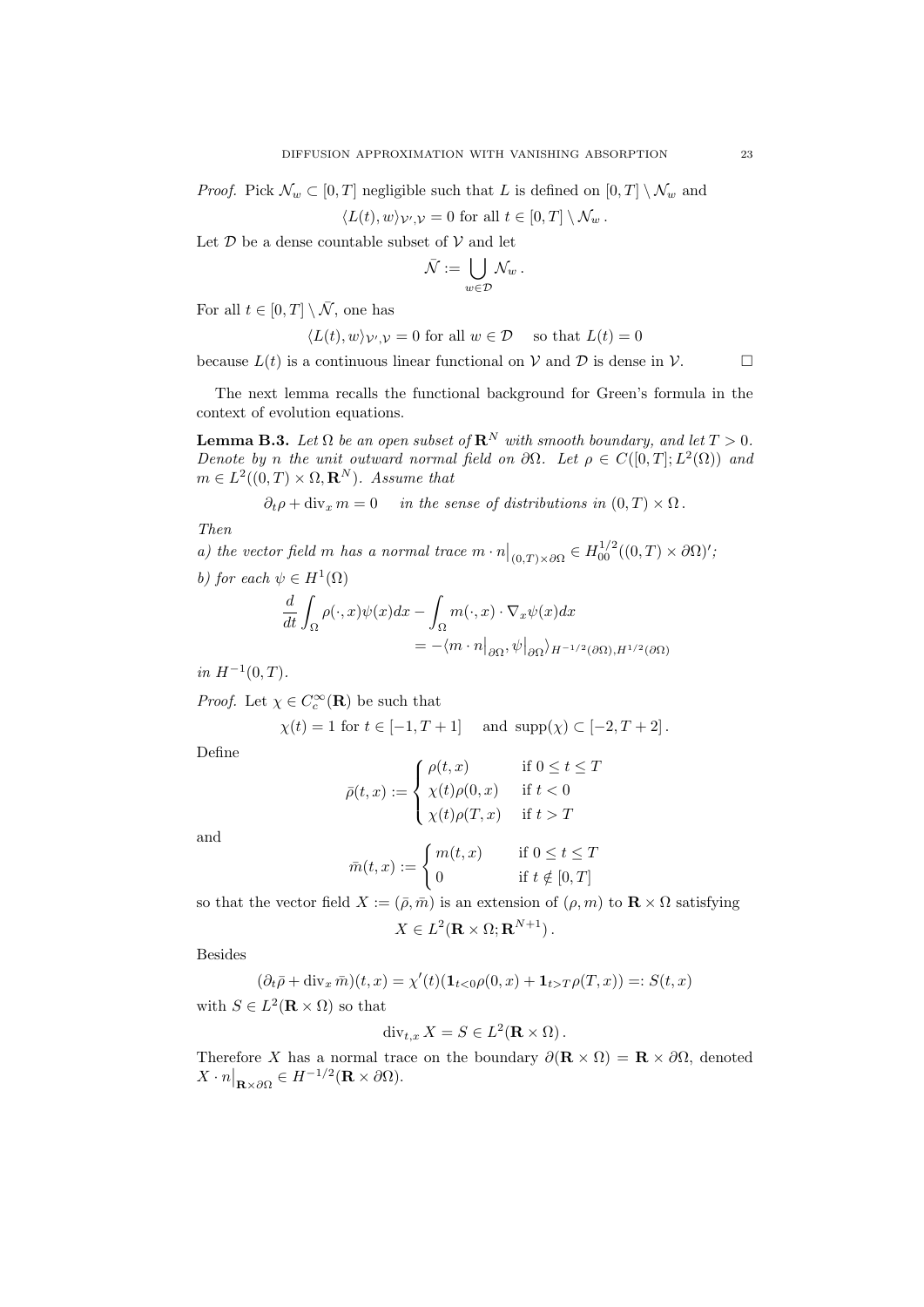*Proof.* Pick $\mathcal{N}_w \subset [0,T]$ negligible such that $L$ is defined on $[0,T]\setminus\mathcal{N}_w$ and

$$\langle L(t), w\rangle_{\mathcal{V}',\mathcal{V}} = 0 \text{ for all } t\in[0,T]\setminus\mathcal{N}_w\,.$$

Let $\mathcal{D}$ be a dense countable subset of $\mathcal{V}$ and let

$$\bar{\mathcal{N}} := \bigcup_{w\in\mathcal{D}} \mathcal{N}_w\,.$$

For all $t\in[0,T]\setminus\bar{\mathcal{N}}$, one has

$$\langle L(t), w\rangle_{\mathcal{V}',\mathcal{V}} = 0 \text{ for all } w\in\mathcal{D} \quad \text{ so that } L(t)=0$$

because $L(t)$ is a continuous linear functional on $\mathcal{V}$ and $\mathcal{D}$ is dense in $\mathcal{V}$. $\square$

The next lemma recalls the functional background for Green's formula in the context of evolution equations.

**Lemma B.3.** *Let $\Omega$ be an open subset of $\mathbf{R}^N$ with smooth boundary, and let $T>0$. Denote by $n$ the unit outward normal field on $\partial\Omega$. Let $\rho\in C([0,T];L^2(\Omega))$ and $m\in L^2((0,T)\times\Omega,\mathbf{R}^N)$. Assume that*

$$\partial_t\rho + \operatorname{div}_x m = 0 \quad \text{ in the sense of distributions in } (0,T)\times\Omega\,.$$

*Then*

*a) the vector field $m$ has a normal trace $m\cdot n\big|_{(0,T)\times\partial\Omega} \in H^{1/2}_{00}((0,T)\times\partial\Omega)'$;*

*b) for each $\psi\in H^1(\Omega)$*

$$\frac{d}{dt}\int_\Omega \rho(\cdot,x)\psi(x)dx - \int_\Omega m(\cdot,x)\cdot\nabla_x\psi(x)dx = -\langle m\cdot n\big|_{\partial\Omega}, \psi\big|_{\partial\Omega}\rangle_{H^{-1/2}(\partial\Omega),H^{1/2}(\partial\Omega)}$$

*in $H^{-1}(0,T)$.*

*Proof.* Let $\chi\in C_c^\infty(\mathbf{R})$ be such that

$$\chi(t)=1 \text{ for } t\in[-1,T+1] \quad \text{ and } \operatorname{supp}(\chi)\subset[-2,T+2]\,.$$

Define

$$\bar\rho(t,x) := \begin{cases} \rho(t,x) & \text{if } 0\le t\le T\\ \chi(t)\rho(0,x) & \text{if } t<0\\ \chi(t)\rho(T,x) & \text{if } t>T\end{cases}$$

and

$$\bar m(t,x) := \begin{cases} m(t,x) & \text{if } 0\le t\le T\\ 0 & \text{if } t\notin[0,T]\end{cases}$$

so that the vector field $X:=(\bar\rho,\bar m)$ is an extension of $(\rho,m)$ to $\mathbf{R}\times\Omega$ satisfying

$$X\in L^2(\mathbf{R}\times\Omega;\mathbf{R}^{N+1})\,.$$

Besides

$$(\partial_t\bar\rho + \operatorname{div}_x\bar m)(t,x) = \chi'(t)(\mathbf{1}_{t<0}\rho(0,x)+\mathbf{1}_{t>T}\rho(T,x)) =: S(t,x)$$

with $S\in L^2(\mathbf{R}\times\Omega)$ so that

$$\operatorname{div}_{t,x} X = S \in L^2(\mathbf{R}\times\Omega)\,.$$

Therefore $X$ has a normal trace on the boundary $\partial(\mathbf{R}\times\Omega)=\mathbf{R}\times\partial\Omega$, denoted $X\cdot n\big|_{\mathbf{R}\times\partial\Omega}\in H^{-1/2}(\mathbf{R}\times\partial\Omega)$.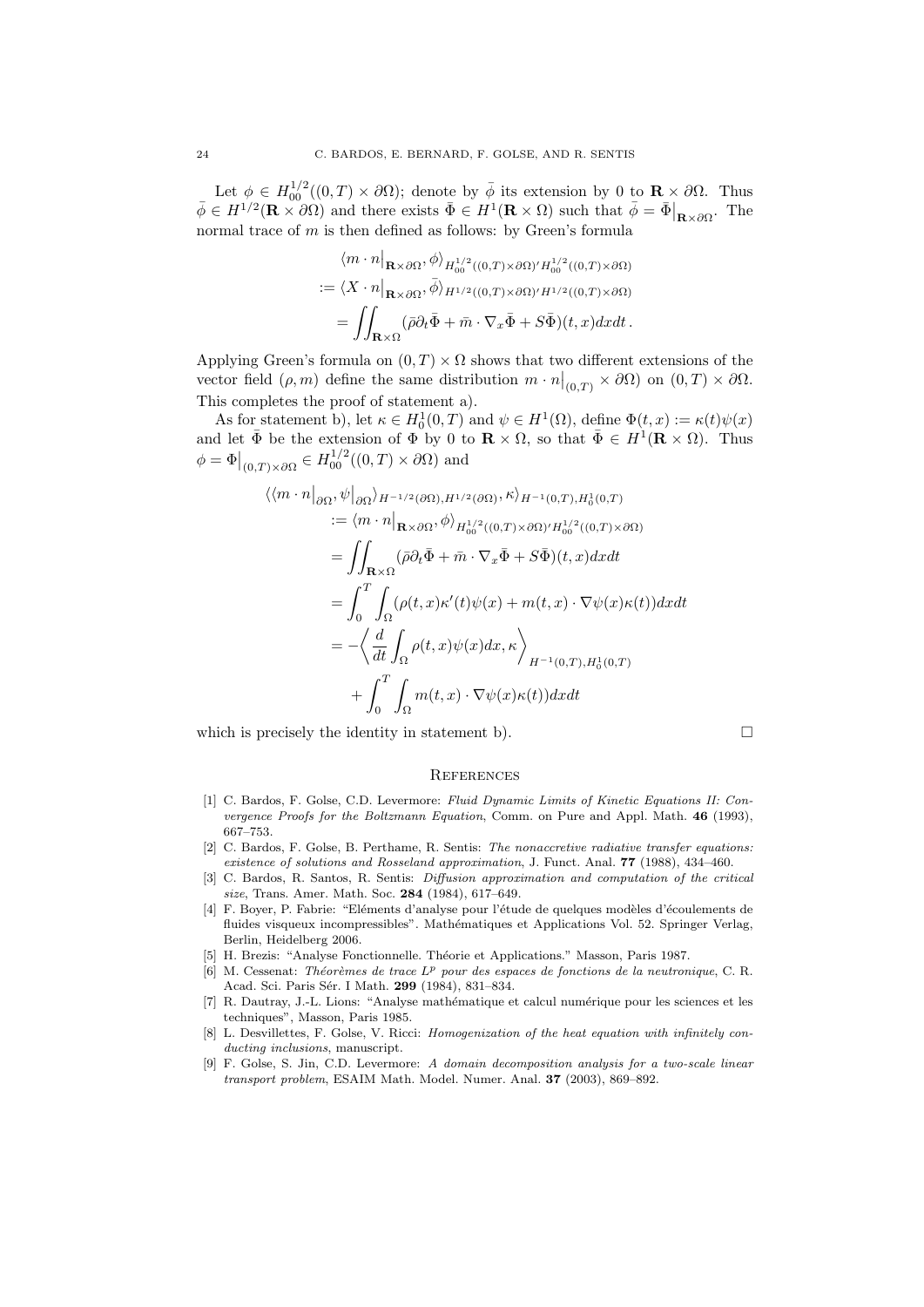Let $\phi \in H^{1/2}_{00}((0,T) \times \partial\Omega)$; denote by $\bar{\phi}$ its extension by 0 to $\mathbf{R} \times \partial\Omega$. Thus $\bar{\phi} \in H^{1/2}(\mathbf{R} \times \partial\Omega)$ and there exists $\bar{\Phi} \in H^1(\mathbf{R} \times \Omega)$ such that $\bar{\phi} = \bar{\Phi}\big|_{\mathbf{R}\times\partial\Omega}$. The normal trace of $m$ is then defined as follows: by Green's formula

$$
\begin{aligned}
&\langle m \cdot n\big|_{\mathbf{R}\times\partial\Omega}, \phi\rangle_{H^{1/2}_{00}((0,T)\times\partial\Omega)' H^{1/2}_{00}((0,T)\times\partial\Omega)} \\
:=\, &\langle X \cdot n\big|_{\mathbf{R}\times\partial\Omega}, \bar{\phi}\rangle_{H^{1/2}((0,T)\times\partial\Omega)' H^{1/2}((0,T)\times\partial\Omega)} \\
=\, &\iint_{\mathbf{R}\times\Omega} (\bar{\rho}\partial_t \bar{\Phi} + \bar{m} \cdot \nabla_x \bar{\Phi} + S\bar{\Phi})(t,x)dxdt\,.
\end{aligned}
$$

Applying Green's formula on $(0,T) \times \Omega$ shows that two different extensions of the vector field $(\rho, m)$ define the same distribution $m \cdot n\big|_{(0,T)} \times \partial\Omega)$ on $(0,T) \times \partial\Omega$. This completes the proof of statement a).

As for statement b), let $\kappa \in H^1_0(0,T)$ and $\psi \in H^1(\Omega)$, define $\Phi(t,x) := \kappa(t)\psi(x)$ and let $\bar{\Phi}$ be the extension of $\Phi$ by 0 to $\mathbf{R} \times \Omega$, so that $\bar{\Phi} \in H^1(\mathbf{R} \times \Omega)$. Thus $\phi = \Phi\big|_{(0,T)\times\partial\Omega} \in H^{1/2}_{00}((0,T) \times \partial\Omega)$ and

$$
\begin{aligned}
\langle\langle m \cdot n\big|_{\partial\Omega}, \psi\big|_{\partial\Omega}\rangle_{H^{-1/2}(\partial\Omega), H^{1/2}(\partial\Omega)}, \kappa\rangle_{H^{-1}(0,T), H^1_0(0,T)} \qquad& \\
:= \langle m \cdot n\big|_{\mathbf{R}\times\partial\Omega}, \phi\rangle_{H^{1/2}_{00}((0,T)\times\partial\Omega)' H^{1/2}_{00}((0,T)\times\partial\Omega)}& \\
= \iint_{\mathbf{R}\times\Omega} (\bar{\rho}\partial_t \bar{\Phi} + \bar{m} \cdot \nabla_x \bar{\Phi} + S\bar{\Phi})(t,x)dxdt& \\
= \int_0^T \int_\Omega (\rho(t,x)\kappa'(t)\psi(x) + m(t,x) \cdot \nabla\psi(x)\kappa(t))dxdt& \\
= -\left\langle \frac{d}{dt}\int_\Omega \rho(t,x)\psi(x)dx, \kappa \right\rangle_{H^{-1}(0,T), H^1_0(0,T)}& \\
+ \int_0^T \int_\Omega m(t,x) \cdot \nabla\psi(x)\kappa(t))dxdt&
\end{aligned}
$$

which is precisely the identity in statement b). □

## References

[1] C. Bardos, F. Golse, C.D. Levermore: *Fluid Dynamic Limits of Kinetic Equations II: Convergence Proofs for the Boltzmann Equation*, Comm. on Pure and Appl. Math. **46** (1993), 667–753.

[2] C. Bardos, F. Golse, B. Perthame, R. Sentis: *The nonaccretive radiative transfer equations: existence of solutions and Rosseland approximation*, J. Funct. Anal. **77** (1988), 434–460.

[3] C. Bardos, R. Santos, R. Sentis: *Diffusion approximation and computation of the critical size*, Trans. Amer. Math. Soc. **284** (1984), 617–649.

[4] F. Boyer, P. Fabrie: "Eléments d'analyse pour l'étude de quelques modèles d'écoulements de fluides visqueux incompressibles". Mathématiques et Applications Vol. 52. Springer Verlag, Berlin, Heidelberg 2006.

[5] H. Brezis: "Analyse Fonctionnelle. Théorie et Applications." Masson, Paris 1987.

[6] M. Cessenat: *Théorèmes de trace $L^p$ pour des espaces de fonctions de la neutronique*, C. R. Acad. Sci. Paris Sér. I Math. **299** (1984), 831–834.

[7] R. Dautray, J.-L. Lions: "Analyse mathématique et calcul numérique pour les sciences et les techniques", Masson, Paris 1985.

[8] L. Desvillettes, F. Golse, V. Ricci: *Homogenization of the heat equation with infinitely conducting inclusions*, manuscript.

[9] F. Golse, S. Jin, C.D. Levermore: *A domain decomposition analysis for a two-scale linear transport problem*, ESAIM Math. Model. Numer. Anal. **37** (2003), 869–892.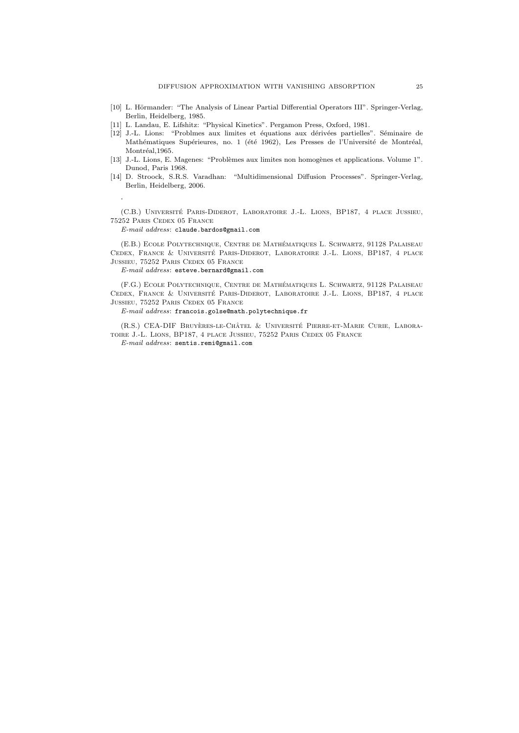[10] L. Hörmander: "The Analysis of Linear Partial Differential Operators III". Springer-Verlag, Berlin, Heidelberg, 1985.

[11] L. Landau, E. Lifshitz: "Physical Kinetics". Pergamon Press, Oxford, 1981.

[12] J.-L. Lions: "Problmes aux limites et équations aux dérivées partielles". Séminaire de Mathématiques Supérieures, no. 1 (été 1962), Les Presses de l'Université de Montréal, Montréal,1965.

[13] J.-L. Lions, E. Magenes: "Problèmes aux limites non homogènes et applications. Volume 1". Dunod, Paris 1968.

[14] D. Stroock, S.R.S. Varadhan: "Multidimensional Diffusion Processes". Springer-Verlag, Berlin, Heidelberg, 2006.

.

(C.B.) Université Paris-Diderot, Laboratoire J.-L. Lions, BP187, 4 place Jussieu, 75252 Paris Cedex 05 France

*E-mail address*: claude.bardos@gmail.com

(E.B.) Ecole Polytechnique, Centre de Mathématiques L. Schwartz, 91128 Palaiseau Cedex, France & Université Paris-Diderot, Laboratoire J.-L. Lions, BP187, 4 place Jussieu, 75252 Paris Cedex 05 France

*E-mail address*: esteve.bernard@gmail.com

(F.G.) Ecole Polytechnique, Centre de Mathématiques L. Schwartz, 91128 Palaiseau Cedex, France & Université Paris-Diderot, Laboratoire J.-L. Lions, BP187, 4 place Jussieu, 75252 Paris Cedex 05 France

*E-mail address*: francois.golse@math.polytechnique.fr

(R.S.) CEA-DIF Bruyères-le-Châtel & Université Pierre-et-Marie Curie, Laboratoire J.-L. Lions, BP187, 4 place Jussieu, 75252 Paris Cedex 05 France

*E-mail address*: sentis.remi@gmail.com